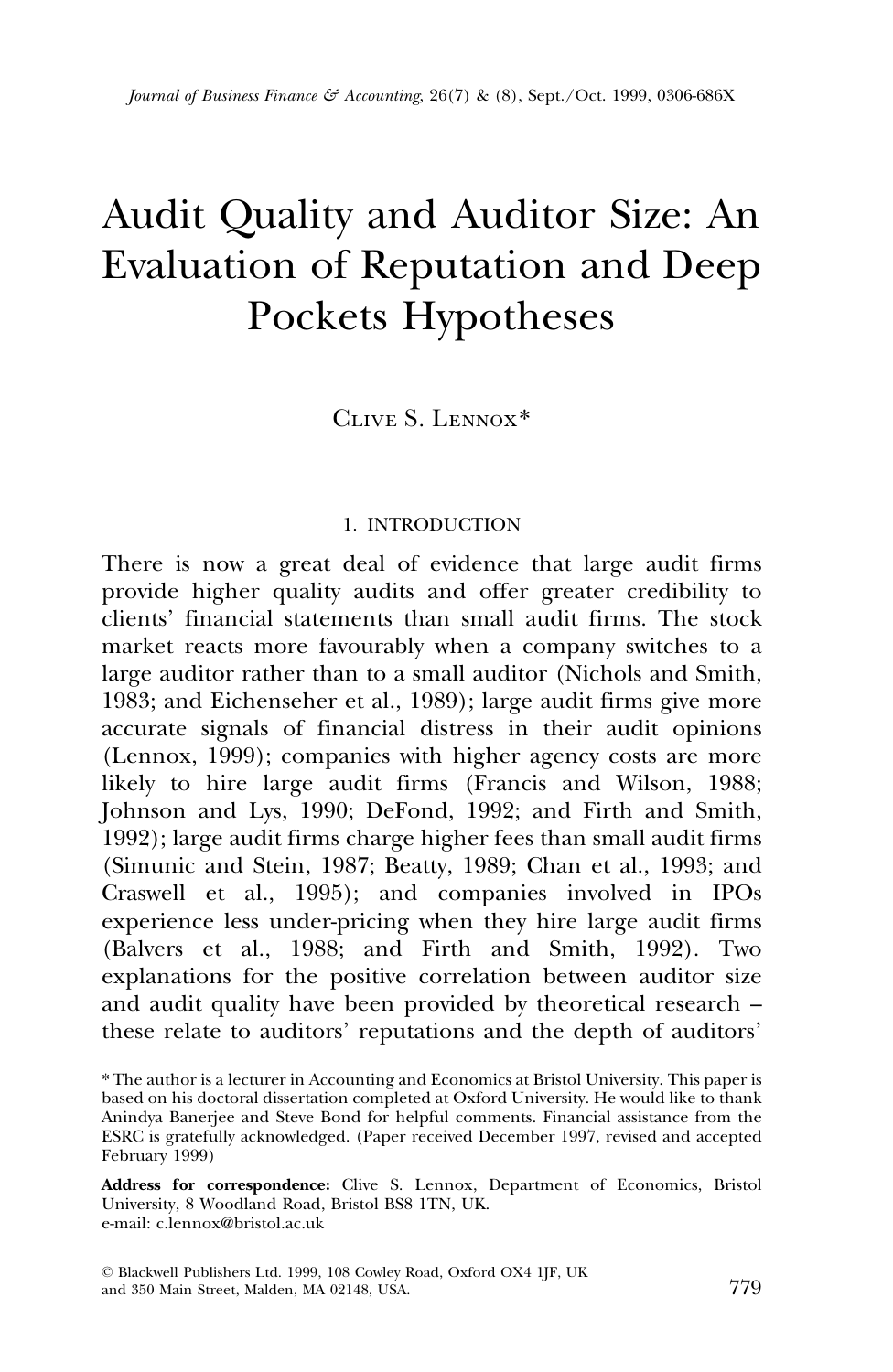# Audit Quality and Auditor Size: An Evaluation of Reputation and Deep Pockets Hypotheses

Clive S. Lennox*

## 1. INTRODUCTION

There is now a great deal of evidence that large audit firms provide higher quality audits and offer greater credibility to clients' financial statements than small audit firms. The stock market reacts more favourably when a company switches to a large auditor rather than to a small auditor (Nichols and Smith, 1983; and Eichenseher et al., 1989); large audit firms give more accurate signals of financial distress in their audit opinions (Lennox, 1999); companies with higher agency costs are more likely to hire large audit firms (Francis and Wilson, 1988; Johnson and Lys, 1990; DeFond, 1992; and Firth and Smith, 1992); large audit firms charge higher fees than small audit firms (Simunic and Stein, 1987; Beatty, 1989; Chan et al., 1993; and Craswell et al., 1995); and companies involved in IPOs experience less under-pricing when they hire large audit firms (Balvers et al., 1988; and Firth and Smith, 1992). Two explanations for the positive correlation between auditor size and audit quality have been provided by theoretical research – these relate to auditors' reputations and the depth of auditors'

\* The author is a lecturer in Accounting and Economics at Bristol University. This paper is based on his doctoral dissertation completed at Oxford University. He would like to thank Anindya Banerjee and Steve Bond for helpful comments. Financial assistance from the ESRC is gratefully acknowledged. (Paper received December 1997, revised and accepted February 1999)

**Address for correspondence:** Clive S. Lennox, Department of Economics, Bristol University, 8 Woodland Road, Bristol BS8 1TN, UK.
e-mail: c.lennox@bristol.ac.uk

© Blackwell Publishers Ltd. 1999, 108 Cowley Road, Oxford OX4 1JF, UK and 350 Main Street, Malden, MA 02148, USA.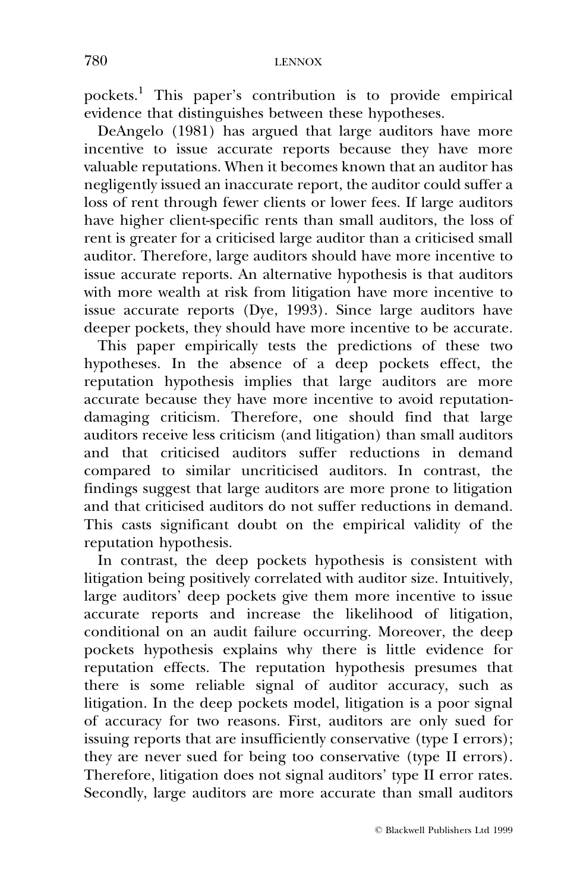pockets.[1] This paper's contribution is to provide empirical evidence that distinguishes between these hypotheses.

DeAngelo (1981) has argued that large auditors have more incentive to issue accurate reports because they have more valuable reputations. When it becomes known that an auditor has negligently issued an inaccurate report, the auditor could suffer a loss of rent through fewer clients or lower fees. If large auditors have higher client-specific rents than small auditors, the loss of rent is greater for a criticised large auditor than a criticised small auditor. Therefore, large auditors should have more incentive to issue accurate reports. An alternative hypothesis is that auditors with more wealth at risk from litigation have more incentive to issue accurate reports (Dye, 1993). Since large auditors have deeper pockets, they should have more incentive to be accurate.

This paper empirically tests the predictions of these two hypotheses. In the absence of a deep pockets effect, the reputation hypothesis implies that large auditors are more accurate because they have more incentive to avoid reputation-damaging criticism. Therefore, one should find that large auditors receive less criticism (and litigation) than small auditors and that criticised auditors suffer reductions in demand compared to similar uncriticised auditors. In contrast, the findings suggest that large auditors are more prone to litigation and that criticised auditors do not suffer reductions in demand. This casts significant doubt on the empirical validity of the reputation hypothesis.

In contrast, the deep pockets hypothesis is consistent with litigation being positively correlated with auditor size. Intuitively, large auditors' deep pockets give them more incentive to issue accurate reports and increase the likelihood of litigation, conditional on an audit failure occurring. Moreover, the deep pockets hypothesis explains why there is little evidence for reputation effects. The reputation hypothesis presumes that there is some reliable signal of auditor accuracy, such as litigation. In the deep pockets model, litigation is a poor signal of accuracy for two reasons. First, auditors are only sued for issuing reports that are insufficiently conservative (type I errors); they are never sued for being too conservative (type II errors). Therefore, litigation does not signal auditors' type II error rates. Secondly, large auditors are more accurate than small auditors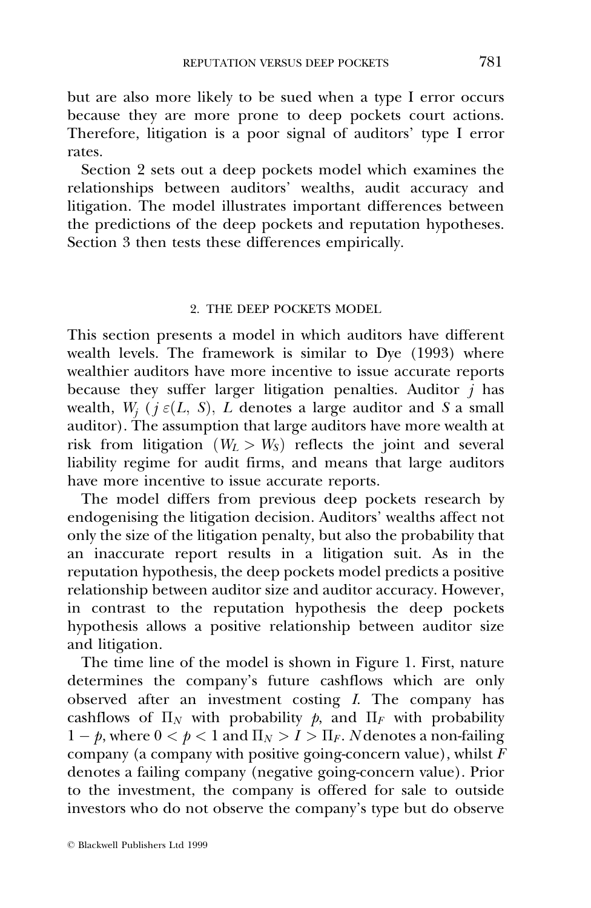but are also more likely to be sued when a type I error occurs because they are more prone to deep pockets court actions. Therefore, litigation is a poor signal of auditors' type I error rates.

Section 2 sets out a deep pockets model which examines the relationships between auditors' wealths, audit accuracy and litigation. The model illustrates important differences between the predictions of the deep pockets and reputation hypotheses. Section 3 then tests these differences empirically.

## 2. THE DEEP POCKETS MODEL

This section presents a model in which auditors have different wealth levels. The framework is similar to Dye (1993) where wealthier auditors have more incentive to issue accurate reports because they suffer larger litigation penalties. Auditor $j$ has wealth, $W_j$ ($j \varepsilon (L, S)$, $L$ denotes a large auditor and $S$ a small auditor). The assumption that large auditors have more wealth at risk from litigation ($W_L > W_S$) reflects the joint and several liability regime for audit firms, and means that large auditors have more incentive to issue accurate reports.

The model differs from previous deep pockets research by endogenising the litigation decision. Auditors' wealths affect not only the size of the litigation penalty, but also the probability that an inaccurate report results in a litigation suit. As in the reputation hypothesis, the deep pockets model predicts a positive relationship between auditor size and auditor accuracy. However, in contrast to the reputation hypothesis the deep pockets hypothesis allows a positive relationship between auditor size and litigation.

The time line of the model is shown in Figure 1. First, nature determines the company's future cashflows which are only observed after an investment costing $I$. The company has cashflows of $\Pi_N$ with probability $p$, and $\Pi_F$ with probability $1 - p$, where $0 < p < 1$ and $\Pi_N > I > \Pi_F$. $N$ denotes a non-failing company (a company with positive going-concern value), whilst $F$ denotes a failing company (negative going-concern value). Prior to the investment, the company is offered for sale to outside investors who do not observe the company's type but do observe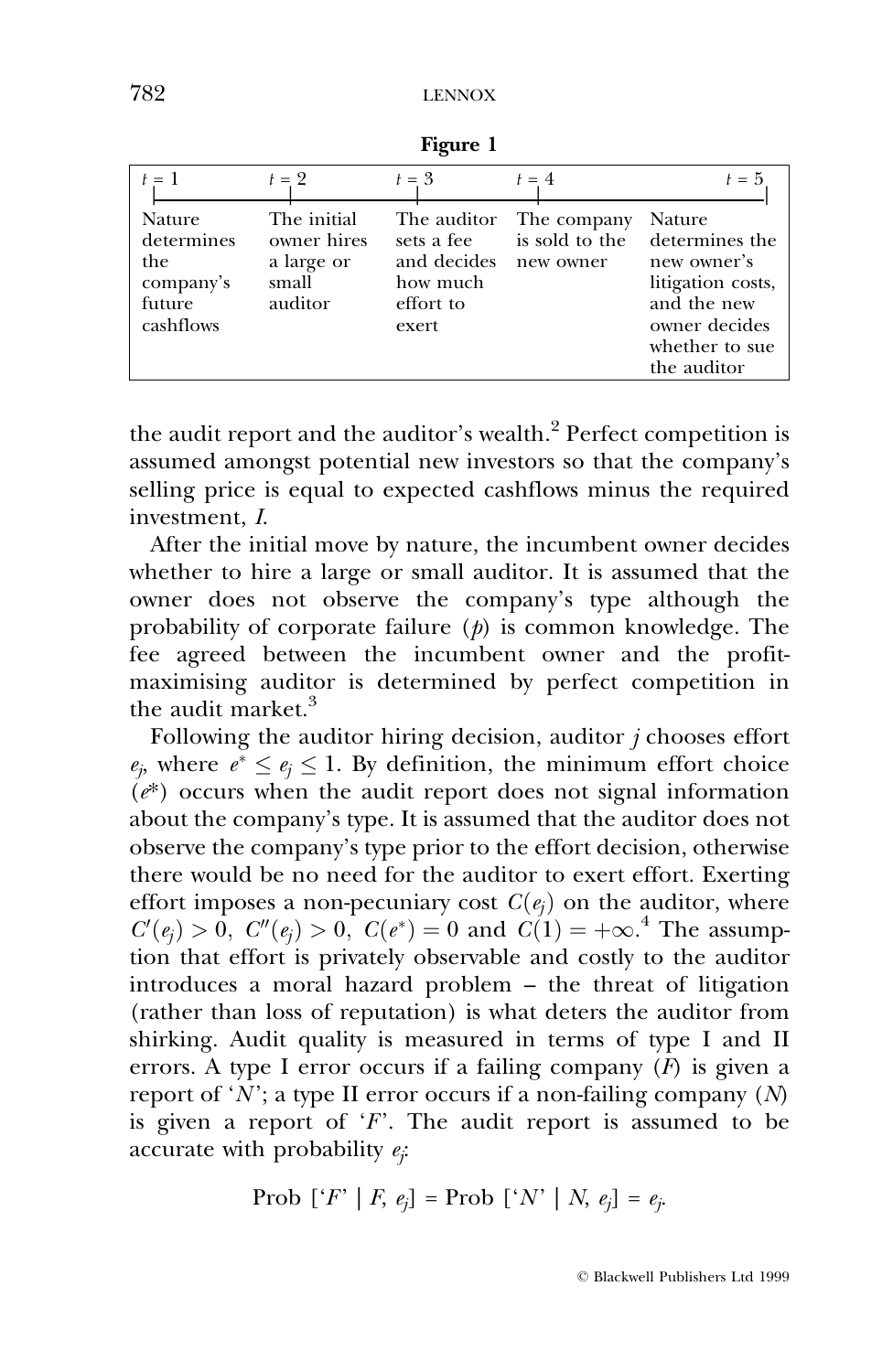**Figure 1**

| $t = 1$ | $t = 2$ | $t = 3$ | $t = 4$ | $t = 5$ |
| --- | --- | --- | --- | --- |
| Nature determines the company's future cashflows | The initial owner hires a large or small auditor | The auditor sets a fee and decides how much effort to exert | The company is sold to the new owner | Nature determines the new owner's litigation costs, and the new owner decides whether to sue the auditor |

the audit report and the auditor's wealth.[2] Perfect competition is assumed amongst potential new investors so that the company's selling price is equal to expected cashflows minus the required investment, $I$.

After the initial move by nature, the incumbent owner decides whether to hire a large or small auditor. It is assumed that the owner does not observe the company's type although the probability of corporate failure ($p$) is common knowledge. The fee agreed between the incumbent owner and the profit-maximising auditor is determined by perfect competition in the audit market.[3]

Following the auditor hiring decision, auditor $j$ chooses effort $e_j$, where $e^* \leq e_j \leq 1$. By definition, the minimum effort choice ($e^*$) occurs when the audit report does not signal information about the company's type. It is assumed that the auditor does not observe the company's type prior to the effort decision, otherwise there would be no need for the auditor to exert effort. Exerting effort imposes a non-pecuniary cost $C(e_j)$ on the auditor, where $C'(e_j) > 0$, $C''(e_j) > 0$, $C(e^*) = 0$ and $C(1) = +\infty$.[4] The assumption that effort is privately observable and costly to the auditor introduces a moral hazard problem – the threat of litigation (rather than loss of reputation) is what deters the auditor from shirking. Audit quality is measured in terms of type I and II errors. A type I error occurs if a failing company ($F$) is given a report of '$N$'; a type II error occurs if a non-failing company ($N$) is given a report of '$F$'. The audit report is assumed to be accurate with probability $e_j$:

$$\text{Prob}\ [\text{'}F\text{'} \mid F, e_j] = \text{Prob}\ [\text{'}N\text{'} \mid N, e_j] = e_j.$$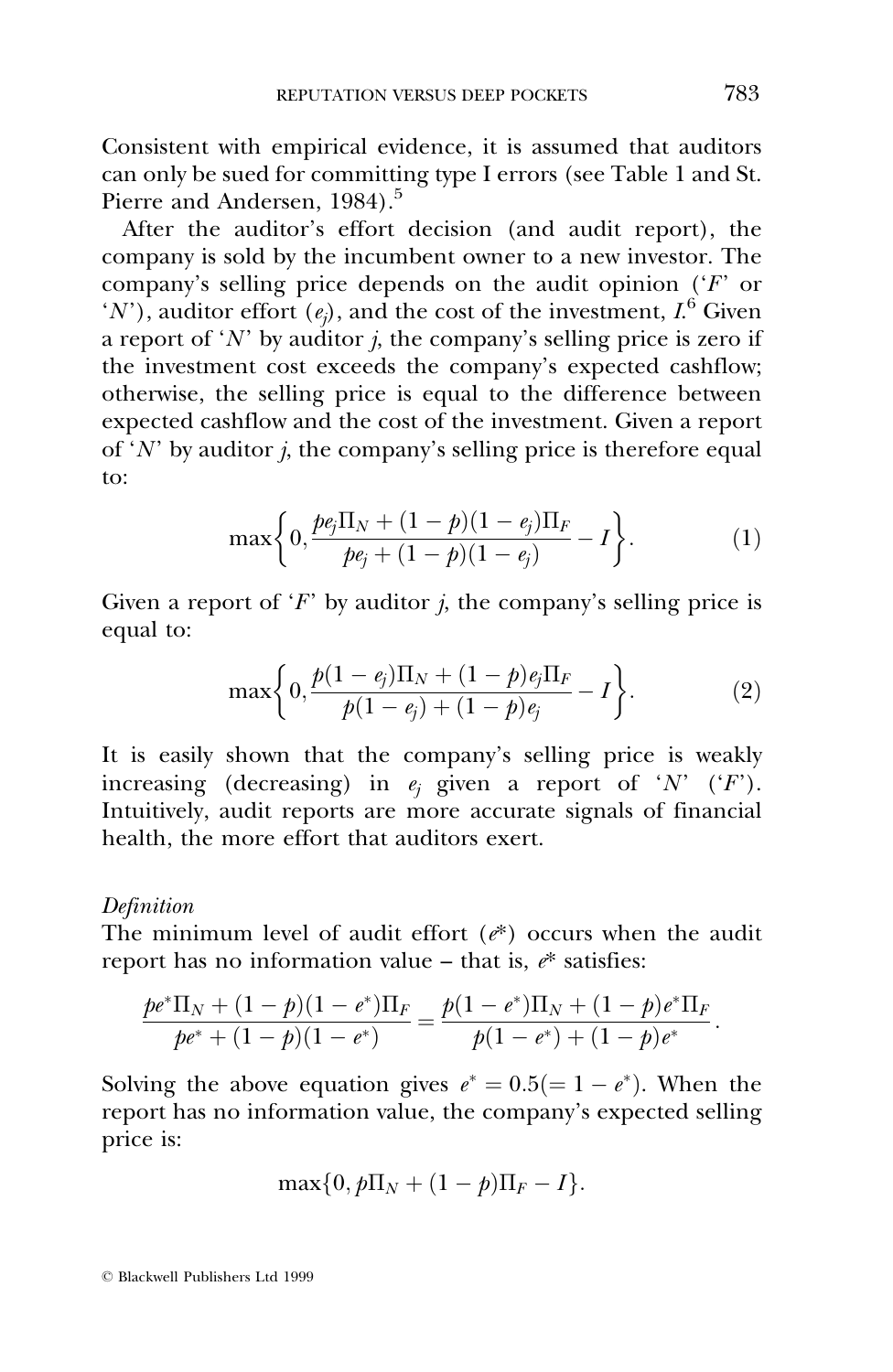Consistent with empirical evidence, it is assumed that auditors can only be sued for committing type I errors (see Table 1 and St. Pierre and Andersen, 1984).[5]

After the auditor's effort decision (and audit report), the company is sold by the incumbent owner to a new investor. The company's selling price depends on the audit opinion ('$F$' or '$N$'), auditor effort ($e_j$), and the cost of the investment, $I$.[6] Given a report of '$N$' by auditor $j$, the company's selling price is zero if the investment cost exceeds the company's expected cashflow; otherwise, the selling price is equal to the difference between expected cashflow and the cost of the investment. Given a report of '$N$' by auditor $j$, the company's selling price is therefore equal to:

$$\max\left\{0, \frac{pe_j\Pi_N + (1-p)(1-e_j)\Pi_F}{pe_j + (1-p)(1-e_j)} - I\right\}. \tag{1}$$

Given a report of '$F$' by auditor $j$, the company's selling price is equal to:

$$\max\left\{0, \frac{p(1-e_j)\Pi_N + (1-p)e_j\Pi_F}{p(1-e_j) + (1-p)e_j} - I\right\}. \tag{2}$$

It is easily shown that the company's selling price is weakly increasing (decreasing) in $e_j$ given a report of '$N$' ('$F$'). Intuitively, audit reports are more accurate signals of financial health, the more effort that auditors exert.

*Definition*

The minimum level of audit effort ($e^*$) occurs when the audit report has no information value – that is, $e^*$ satisfies:

$$\frac{pe^*\Pi_N + (1-p)(1-e^*)\Pi_F}{pe^* + (1-p)(1-e^*)} = \frac{p(1-e^*)\Pi_N + (1-p)e^*\Pi_F}{p(1-e^*) + (1-p)e^*}.$$

Solving the above equation gives $e^* = 0.5 (= 1 - e^*)$. When the report has no information value, the company's expected selling price is:

$$\max\{0, p\Pi_N + (1-p)\Pi_F - I\}.$$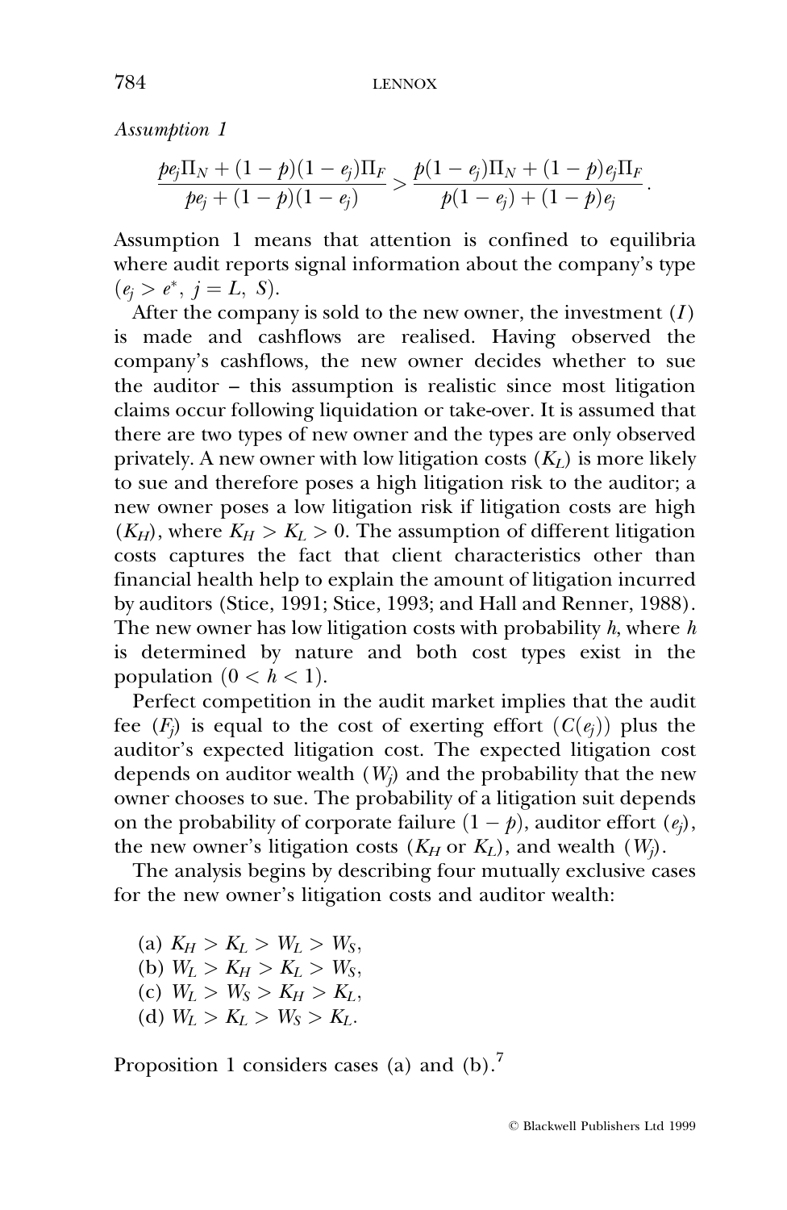*Assumption 1*

$$\frac{pe_j\Pi_N + (1-p)(1-e_j)\Pi_F}{pe_j + (1-p)(1-e_j)} > \frac{p(1-e_j)\Pi_N + (1-p)e_j\Pi_F}{p(1-e_j) + (1-p)e_j}.$$

Assumption 1 means that attention is confined to equilibria where audit reports signal information about the company's type ($e_j > e^*$, $j = L, S$).

After the company is sold to the new owner, the investment ($I$) is made and cashflows are realised. Having observed the company's cashflows, the new owner decides whether to sue the auditor – this assumption is realistic since most litigation claims occur following liquidation or take-over. It is assumed that there are two types of new owner and the types are only observed privately. A new owner with low litigation costs ($K_L$) is more likely to sue and therefore poses a high litigation risk to the auditor; a new owner poses a low litigation risk if litigation costs are high ($K_H$), where $K_H > K_L > 0$. The assumption of different litigation costs captures the fact that client characteristics other than financial health help to explain the amount of litigation incurred by auditors (Stice, 1991; Stice, 1993; and Hall and Renner, 1988). The new owner has low litigation costs with probability $h$, where $h$ is determined by nature and both cost types exist in the population ($0 < h < 1$).

Perfect competition in the audit market implies that the audit fee ($F_j$) is equal to the cost of exerting effort ($C(e_j)$) plus the auditor's expected litigation cost. The expected litigation cost depends on auditor wealth ($W_j$) and the probability that the new owner chooses to sue. The probability of a litigation suit depends on the probability of corporate failure ($1-p$), auditor effort ($e_j$), the new owner's litigation costs ($K_H$ or $K_L$), and wealth ($W_j$).

The analysis begins by describing four mutually exclusive cases for the new owner's litigation costs and auditor wealth:

(a) $K_H > K_L > W_L > W_S$,
(b) $W_L > K_H > K_L > W_S$,
(c) $W_L > W_S > K_H > K_L$,
(d) $W_L > K_L > W_S > K_L$.

Proposition 1 considers cases (a) and (b).[7]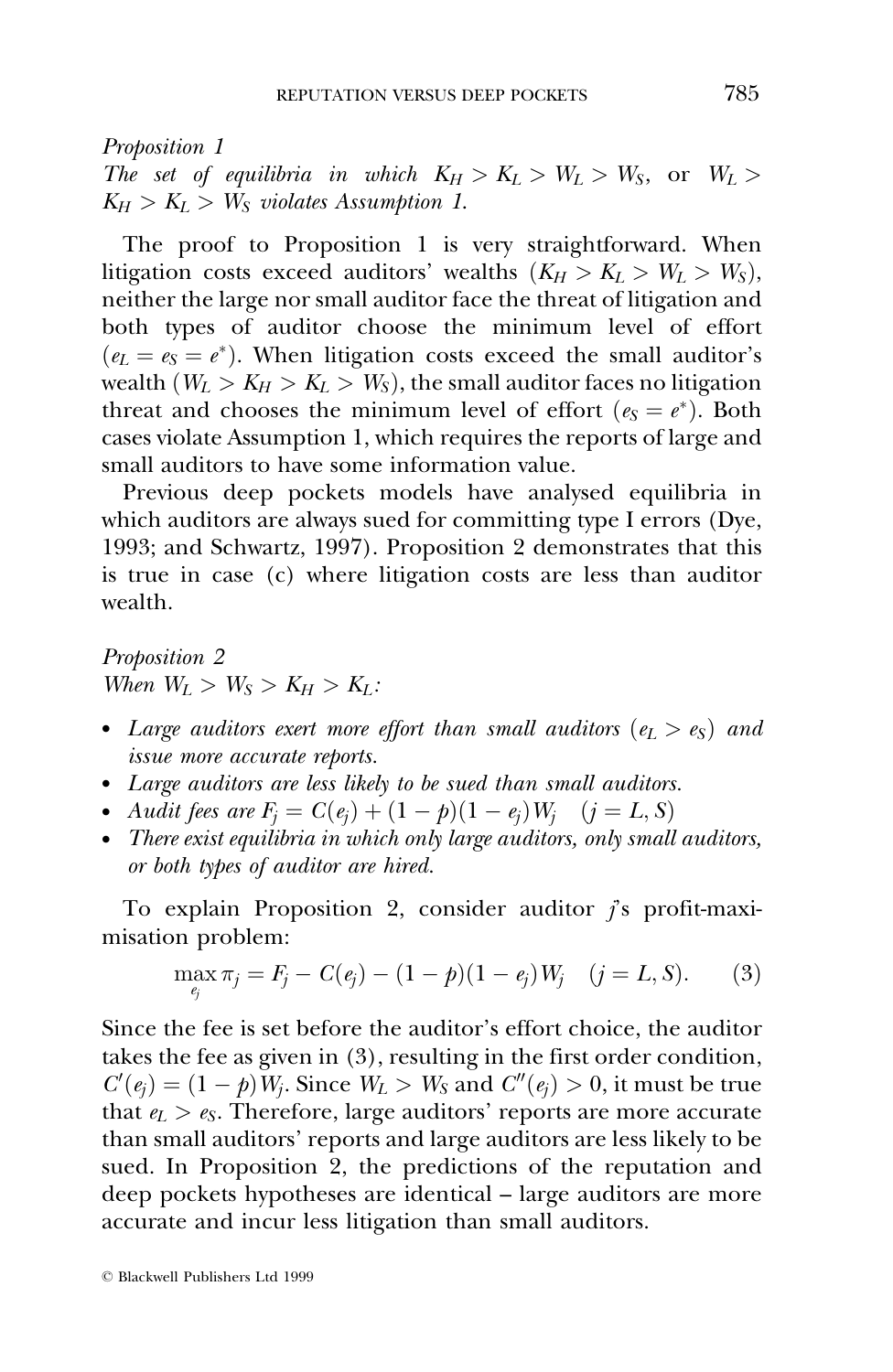*Proposition 1*
*The set of equilibria in which $K_H > K_L > W_L > W_S$, or $W_L > K_H > K_L > W_S$ violates Assumption 1.*

The proof to Proposition 1 is very straightforward. When litigation costs exceed auditors' wealths ($K_H > K_L > W_L > W_S$), neither the large nor small auditor face the threat of litigation and both types of auditor choose the minimum level of effort ($e_L = e_S = e^*$). When litigation costs exceed the small auditor's wealth ($W_L > K_H > K_L > W_S$), the small auditor faces no litigation threat and chooses the minimum level of effort ($e_S = e^*$). Both cases violate Assumption 1, which requires the reports of large and small auditors to have some information value.

Previous deep pockets models have analysed equilibria in which auditors are always sued for committing type I errors (Dye, 1993; and Schwartz, 1997). Proposition 2 demonstrates that this is true in case (c) where litigation costs are less than auditor wealth.

*Proposition 2*
*When $W_L > W_S > K_H > K_L$:*

- *Large auditors exert more effort than small auditors ($e_L > e_S$) and issue more accurate reports.*
- *Large auditors are less likely to be sued than small auditors.*
- *Audit fees are $F_j = C(e_j) + (1 - p)(1 - e_j)W_j \quad (j = L, S)$*
- *There exist equilibria in which only large auditors, only small auditors, or both types of auditor are hired.*

To explain Proposition 2, consider auditor $j$'s profit-maximisation problem:

$$\max_{e_j} \pi_j = F_j - C(e_j) - (1 - p)(1 - e_j)W_j \quad (j = L, S). \tag{3}$$

Since the fee is set before the auditor's effort choice, the auditor takes the fee as given in (3), resulting in the first order condition, $C'(e_j) = (1 - p)W_j$. Since $W_L > W_S$ and $C''(e_j) > 0$, it must be true that $e_L > e_S$. Therefore, large auditors' reports are more accurate than small auditors' reports and large auditors are less likely to be sued. In Proposition 2, the predictions of the reputation and deep pockets hypotheses are identical – large auditors are more accurate and incur less litigation than small auditors.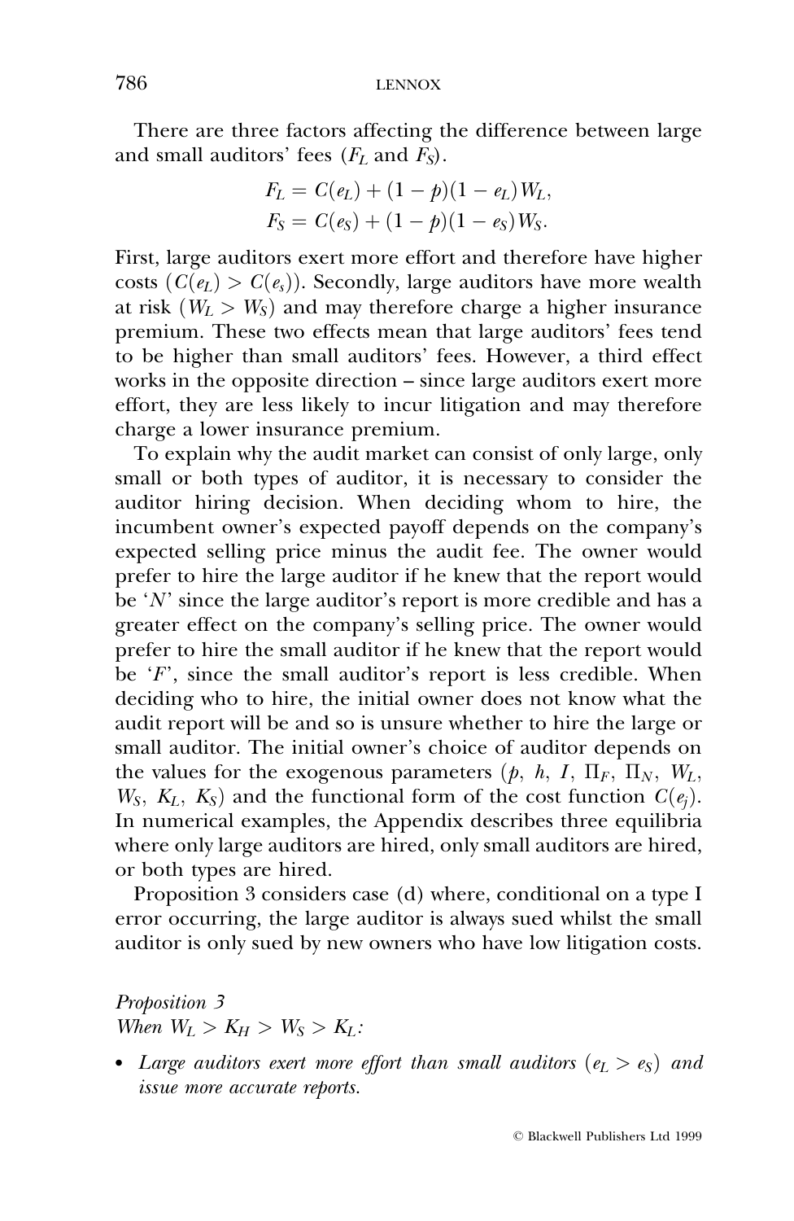There are three factors affecting the difference between large and small auditors' fees ($F_L$ and $F_S$).

$$F_L = C(e_L) + (1 - p)(1 - e_L)W_L,$$
$$F_S = C(e_S) + (1 - p)(1 - e_S)W_S.$$

First, large auditors exert more effort and therefore have higher costs ($C(e_L) > C(e_s)$). Secondly, large auditors have more wealth at risk ($W_L > W_S$) and may therefore charge a higher insurance premium. These two effects mean that large auditors' fees tend to be higher than small auditors' fees. However, a third effect works in the opposite direction – since large auditors exert more effort, they are less likely to incur litigation and may therefore charge a lower insurance premium.

To explain why the audit market can consist of only large, only small or both types of auditor, it is necessary to consider the auditor hiring decision. When deciding whom to hire, the incumbent owner's expected payoff depends on the company's expected selling price minus the audit fee. The owner would prefer to hire the large auditor if he knew that the report would be '$N$' since the large auditor's report is more credible and has a greater effect on the company's selling price. The owner would prefer to hire the small auditor if he knew that the report would be '$F$', since the small auditor's report is less credible. When deciding who to hire, the initial owner does not know what the audit report will be and so is unsure whether to hire the large or small auditor. The initial owner's choice of auditor depends on the values for the exogenous parameters ($p$, $h$, $I$, $\Pi_F$, $\Pi_N$, $W_L$, $W_S$, $K_L$, $K_S$) and the functional form of the cost function $C(e_j)$. In numerical examples, the Appendix describes three equilibria where only large auditors are hired, only small auditors are hired, or both types are hired.

Proposition 3 considers case (d) where, conditional on a type I error occurring, the large auditor is always sued whilst the small auditor is only sued by new owners who have low litigation costs.

*Proposition 3*
*When $W_L > K_H > W_S > K_L$:*

- *Large auditors exert more effort than small auditors ($e_L > e_S$) and issue more accurate reports.*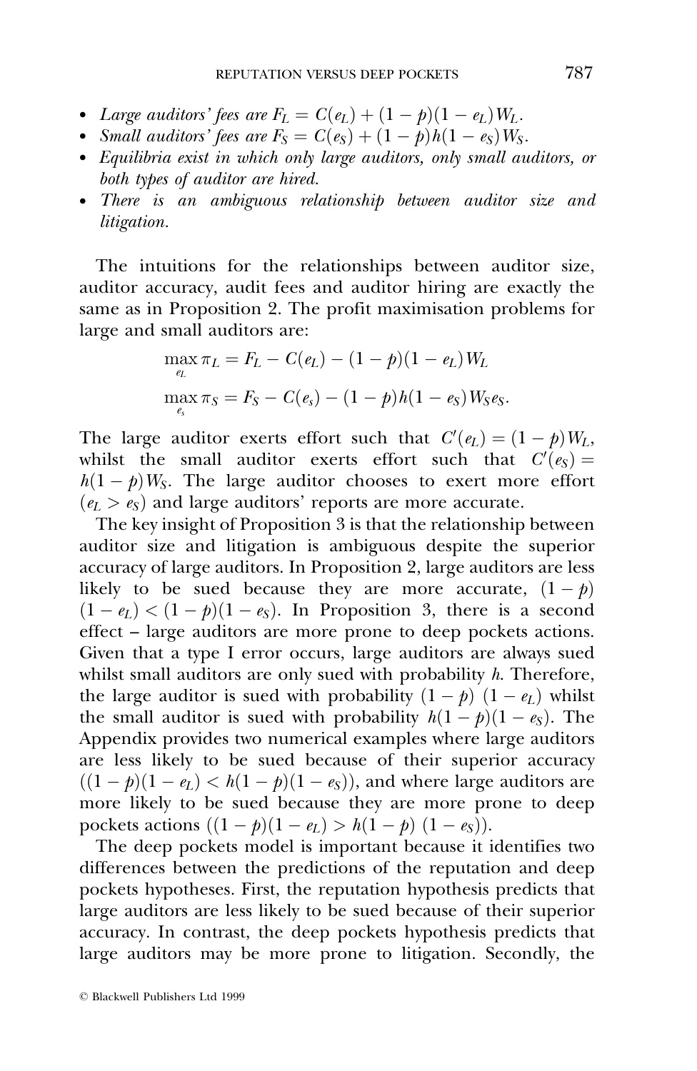- *Large auditors' fees are* $F_L = C(e_L) + (1-p)(1-e_L)W_L$.
- *Small auditors' fees are* $F_S = C(e_S) + (1-p)h(1-e_S)W_S$.
- *Equilibria exist in which only large auditors, only small auditors, or both types of auditor are hired.*
- *There is an ambiguous relationship between auditor size and litigation.*

The intuitions for the relationships between auditor size, auditor accuracy, audit fees and auditor hiring are exactly the same as in Proposition 2. The profit maximisation problems for large and small auditors are:

$$\max_{e_L} \pi_L = F_L - C(e_L) - (1-p)(1-e_L)W_L$$

$$\max_{e_s} \pi_S = F_S - C(e_s) - (1-p)h(1-e_S)W_S e_S.$$

The large auditor exerts effort such that $C'(e_L) = (1-p)W_L$, whilst the small auditor exerts effort such that $C'(e_S) = h(1-p)W_S$. The large auditor chooses to exert more effort ($e_L > e_S$) and large auditors' reports are more accurate.

The key insight of Proposition 3 is that the relationship between auditor size and litigation is ambiguous despite the superior accuracy of large auditors. In Proposition 2, large auditors are less likely to be sued because they are more accurate, $(1-p)(1-e_L) < (1-p)(1-e_S)$. In Proposition 3, there is a second effect – large auditors are more prone to deep pockets actions. Given that a type I error occurs, large auditors are always sued whilst small auditors are only sued with probability $h$. Therefore, the large auditor is sued with probability $(1-p)(1-e_L)$ whilst the small auditor is sued with probability $h(1-p)(1-e_S)$. The Appendix provides two numerical examples where large auditors are less likely to be sued because of their superior accuracy ($(1-p)(1-e_L) < h(1-p)(1-e_S)$), and where large auditors are more likely to be sued because they are more prone to deep pockets actions ($(1-p)(1-e_L) > h(1-p)(1-e_S)$).

The deep pockets model is important because it identifies two differences between the predictions of the reputation and deep pockets hypotheses. First, the reputation hypothesis predicts that large auditors are less likely to be sued because of their superior accuracy. In contrast, the deep pockets hypothesis predicts that large auditors may be more prone to litigation. Secondly, the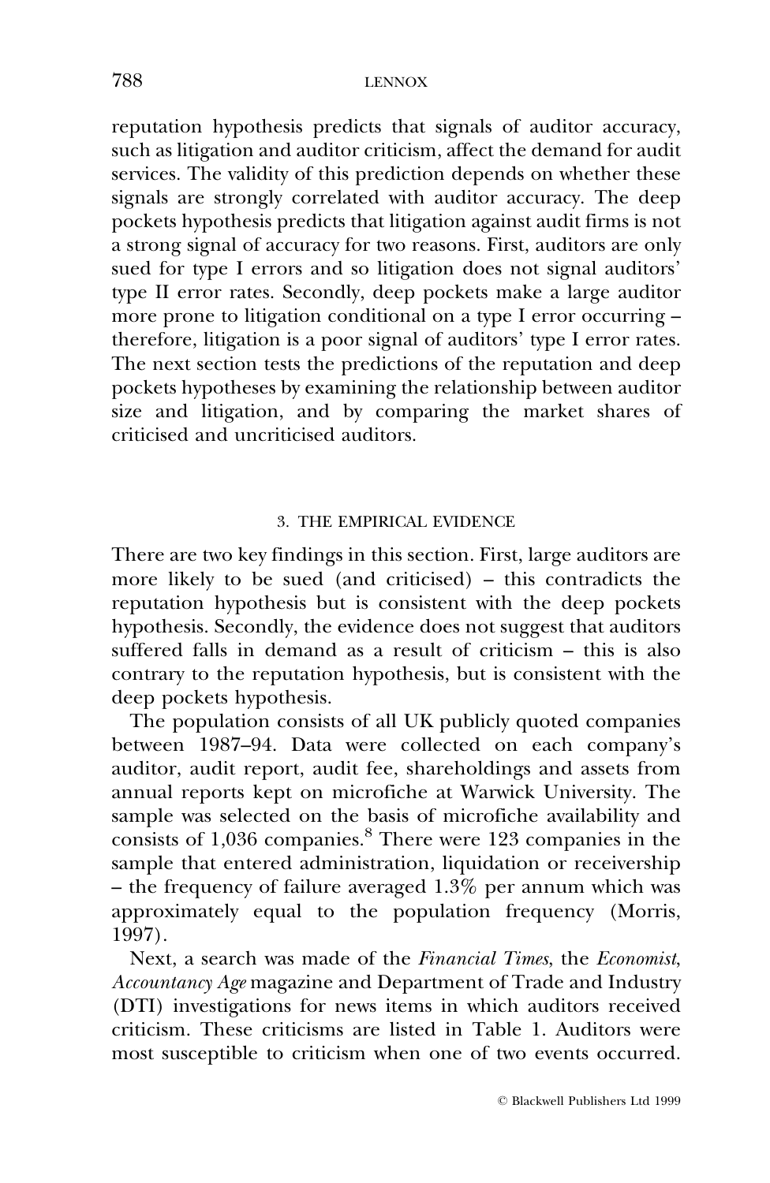reputation hypothesis predicts that signals of auditor accuracy, such as litigation and auditor criticism, affect the demand for audit services. The validity of this prediction depends on whether these signals are strongly correlated with auditor accuracy. The deep pockets hypothesis predicts that litigation against audit firms is not a strong signal of accuracy for two reasons. First, auditors are only sued for type I errors and so litigation does not signal auditors' type II error rates. Secondly, deep pockets make a large auditor more prone to litigation conditional on a type I error occurring – therefore, litigation is a poor signal of auditors' type I error rates. The next section tests the predictions of the reputation and deep pockets hypotheses by examining the relationship between auditor size and litigation, and by comparing the market shares of criticised and uncriticised auditors.

## 3. THE EMPIRICAL EVIDENCE

There are two key findings in this section. First, large auditors are more likely to be sued (and criticised) – this contradicts the reputation hypothesis but is consistent with the deep pockets hypothesis. Secondly, the evidence does not suggest that auditors suffered falls in demand as a result of criticism – this is also contrary to the reputation hypothesis, but is consistent with the deep pockets hypothesis.

The population consists of all UK publicly quoted companies between 1987–94. Data were collected on each company's auditor, audit report, audit fee, shareholdings and assets from annual reports kept on microfiche at Warwick University. The sample was selected on the basis of microfiche availability and consists of 1,036 companies.[8] There were 123 companies in the sample that entered administration, liquidation or receivership – the frequency of failure averaged 1.3% per annum which was approximately equal to the population frequency (Morris, 1997).

Next, a search was made of the *Financial Times*, the *Economist*, *Accountancy Age* magazine and Department of Trade and Industry (DTI) investigations for news items in which auditors received criticism. These criticisms are listed in Table 1. Auditors were most susceptible to criticism when one of two events occurred.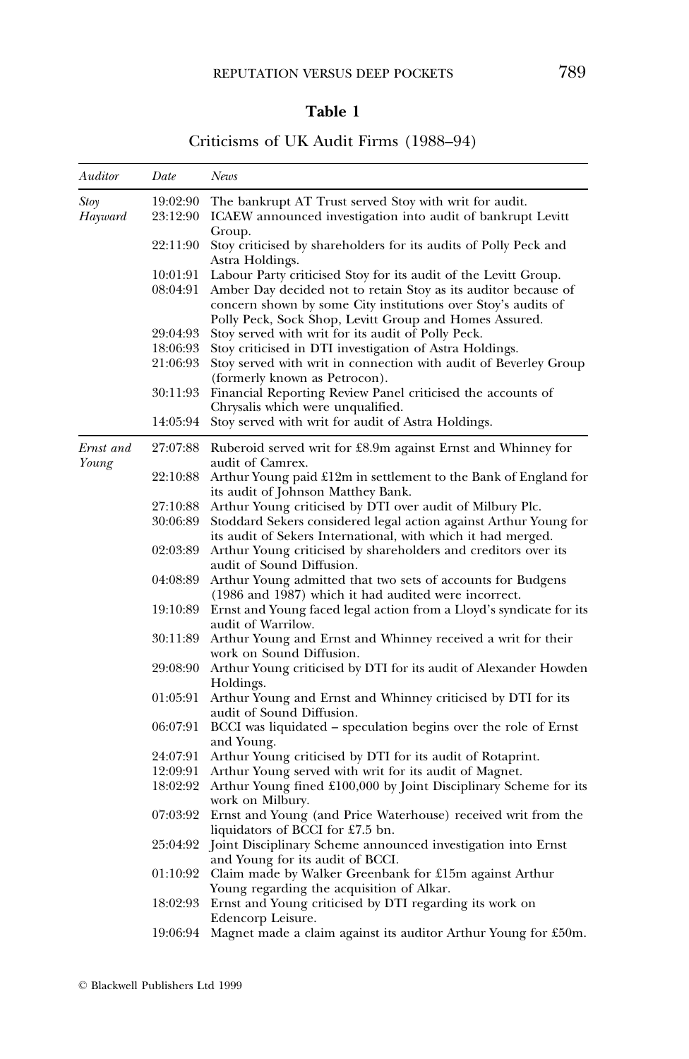**Table 1**

Criticisms of UK Audit Firms (1988–94)

| *Auditor* | *Date* | *News* |
|---|---|---|
| *Stoy Hayward* | 19:02:90 | The bankrupt AT Trust served Stoy with writ for audit. |
| | 23:12:90 | ICAEW announced investigation into audit of bankrupt Levitt Group. |
| | 22:11:90 | Stoy criticised by shareholders for its audits of Polly Peck and Astra Holdings. |
| | 10:01:91 | Labour Party criticised Stoy for its audit of the Levitt Group. |
| | 08:04:91 | Amber Day decided not to retain Stoy as its auditor because of concern shown by some City institutions over Stoy's audits of Polly Peck, Sock Shop, Levitt Group and Homes Assured. |
| | 29:04:93 | Stoy served with writ for its audit of Polly Peck. |
| | 18:06:93 | Stoy criticised in DTI investigation of Astra Holdings. |
| | 21:06:93 | Stoy served with writ in connection with audit of Beverley Group (formerly known as Petrocon). |
| | 30:11:93 | Financial Reporting Review Panel criticised the accounts of Chrysalis which were unqualified. |
| | 14:05:94 | Stoy served with writ for audit of Astra Holdings. |
| *Ernst and Young* | 27:07:88 | Ruberoid served writ for £8.9m against Ernst and Whinney for audit of Camrex. |
| | 22:10:88 | Arthur Young paid £12m in settlement to the Bank of England for its audit of Johnson Matthey Bank. |
| | 27:10:88 | Arthur Young criticised by DTI over audit of Milbury Plc. |
| | 30:06:89 | Stoddard Sekers considered legal action against Arthur Young for its audit of Sekers International, with which it had merged. |
| | 02:03:89 | Arthur Young criticised by shareholders and creditors over its audit of Sound Diffusion. |
| | 04:08:89 | Arthur Young admitted that two sets of accounts for Budgens (1986 and 1987) which it had audited were incorrect. |
| | 19:10:89 | Ernst and Young faced legal action from a Lloyd's syndicate for its audit of Warrilow. |
| | 30:11:89 | Arthur Young and Ernst and Whinney received a writ for their work on Sound Diffusion. |
| | 29:08:90 | Arthur Young criticised by DTI for its audit of Alexander Howden Holdings. |
| | 01:05:91 | Arthur Young and Ernst and Whinney criticised by DTI for its audit of Sound Diffusion. |
| | 06:07:91 | BCCI was liquidated – speculation begins over the role of Ernst and Young. |
| | 24:07:91 | Arthur Young criticised by DTI for its audit of Rotaprint. |
| | 12:09:91 | Arthur Young served with writ for its audit of Magnet. |
| | 18:02:92 | Arthur Young fined £100,000 by Joint Disciplinary Scheme for its work on Milbury. |
| | 07:03:92 | Ernst and Young (and Price Waterhouse) received writ from the liquidators of BCCI for £7.5 bn. |
| | 25:04:92 | Joint Disciplinary Scheme announced investigation into Ernst and Young for its audit of BCCI. |
| | 01:10:92 | Claim made by Walker Greenbank for £15m against Arthur Young regarding the acquisition of Alkar. |
| | 18:02:93 | Ernst and Young criticised by DTI regarding its work on Edencorp Leisure. |
| | 19:06:94 | Magnet made a claim against its auditor Arthur Young for £50m. |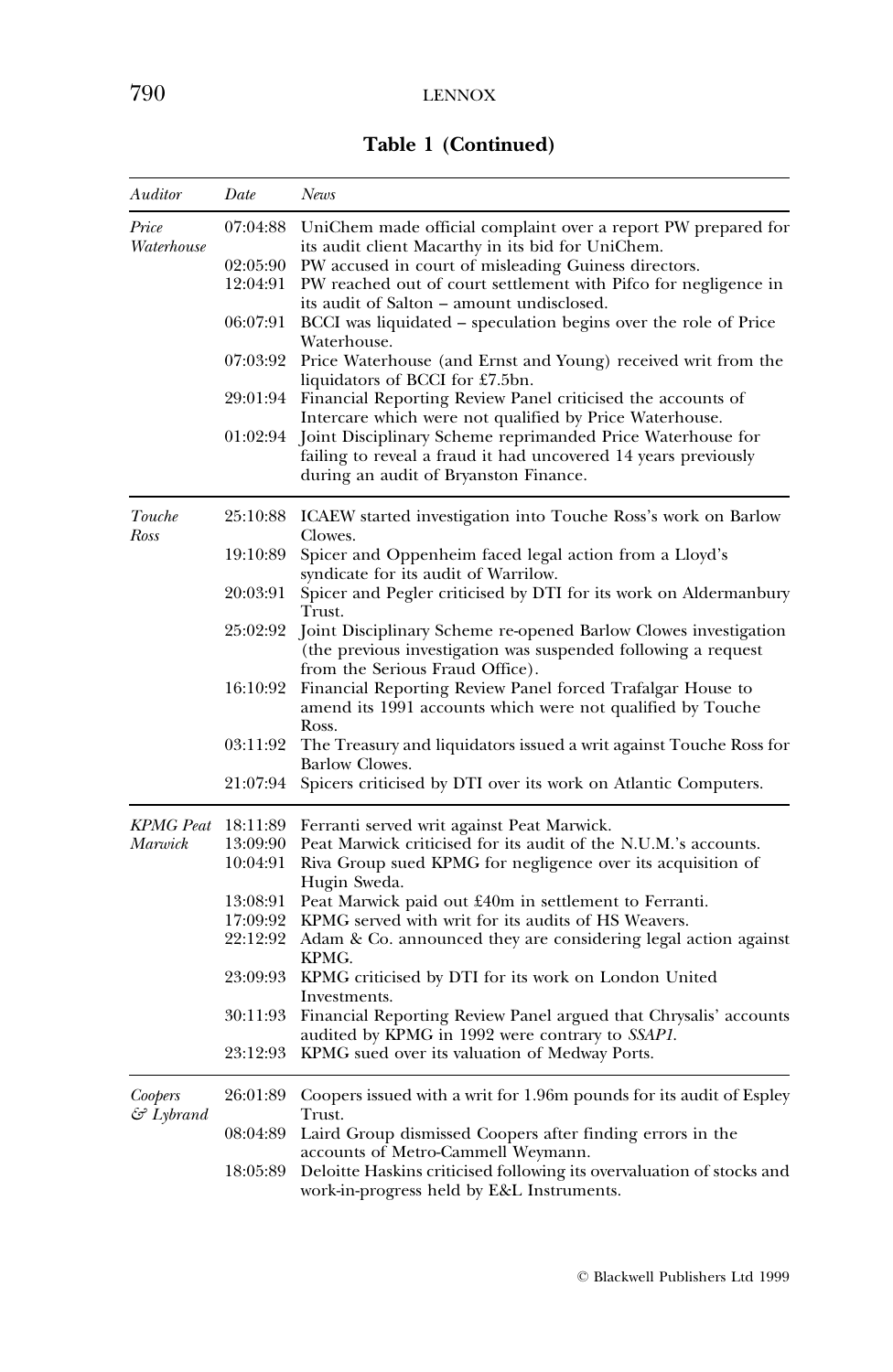**Table 1 (Continued)**

| *Auditor* | *Date* | *News* |
|---|---|---|
| *Price Waterhouse* | 07:04:88 | UniChem made official complaint over a report PW prepared for its audit client Macarthy in its bid for UniChem. |
| | 02:05:90 | PW accused in court of misleading Guiness directors. |
| | 12:04:91 | PW reached out of court settlement with Pifco for negligence in its audit of Salton – amount undisclosed. |
| | 06:07:91 | BCCI was liquidated – speculation begins over the role of Price Waterhouse. |
| | 07:03:92 | Price Waterhouse (and Ernst and Young) received writ from the liquidators of BCCI for £7.5bn. |
| | 29:01:94 | Financial Reporting Review Panel criticised the accounts of Intercare which were not qualified by Price Waterhouse. |
| | 01:02:94 | Joint Disciplinary Scheme reprimanded Price Waterhouse for failing to reveal a fraud it had uncovered 14 years previously during an audit of Bryanston Finance. |
| *Touche Ross* | 25:10:88 | ICAEW started investigation into Touche Ross's work on Barlow Clowes. |
| | 19:10:89 | Spicer and Oppenheim faced legal action from a Lloyd's syndicate for its audit of Warrilow. |
| | 20:03:91 | Spicer and Pegler criticised by DTI for its work on Aldermanbury Trust. |
| | 25:02:92 | Joint Disciplinary Scheme re-opened Barlow Clowes investigation (the previous investigation was suspended following a request from the Serious Fraud Office). |
| | 16:10:92 | Financial Reporting Review Panel forced Trafalgar House to amend its 1991 accounts which were not qualified by Touche Ross. |
| | 03:11:92 | The Treasury and liquidators issued a writ against Touche Ross for Barlow Clowes. |
| | 21:07:94 | Spicers criticised by DTI over its work on Atlantic Computers. |
| *KPMG Peat Marwick* | 18:11:89 | Ferranti served writ against Peat Marwick. |
| | 13:09:90 | Peat Marwick criticised for its audit of the N.U.M.'s accounts. |
| | 10:04:91 | Riva Group sued KPMG for negligence over its acquisition of Hugin Sweda. |
| | 13:08:91 | Peat Marwick paid out £40m in settlement to Ferranti. |
| | 17:09:92 | KPMG served with writ for its audits of HS Weavers. |
| | 22:12:92 | Adam & Co. announced they are considering legal action against KPMG. |
| | 23:09:93 | KPMG criticised by DTI for its work on London United Investments. |
| | 30:11:93 | Financial Reporting Review Panel argued that Chrysalis' accounts audited by KPMG in 1992 were contrary to *SSAP1*. |
| | 23:12:93 | KPMG sued over its valuation of Medway Ports. |
| *Coopers & Lybrand* | 26:01:89 | Coopers issued with a writ for 1.96m pounds for its audit of Espley Trust. |
| | 08:04:89 | Laird Group dismissed Coopers after finding errors in the accounts of Metro-Cammell Weymann. |
| | 18:05:89 | Deloitte Haskins criticised following its overvaluation of stocks and work-in-progress held by E&L Instruments. |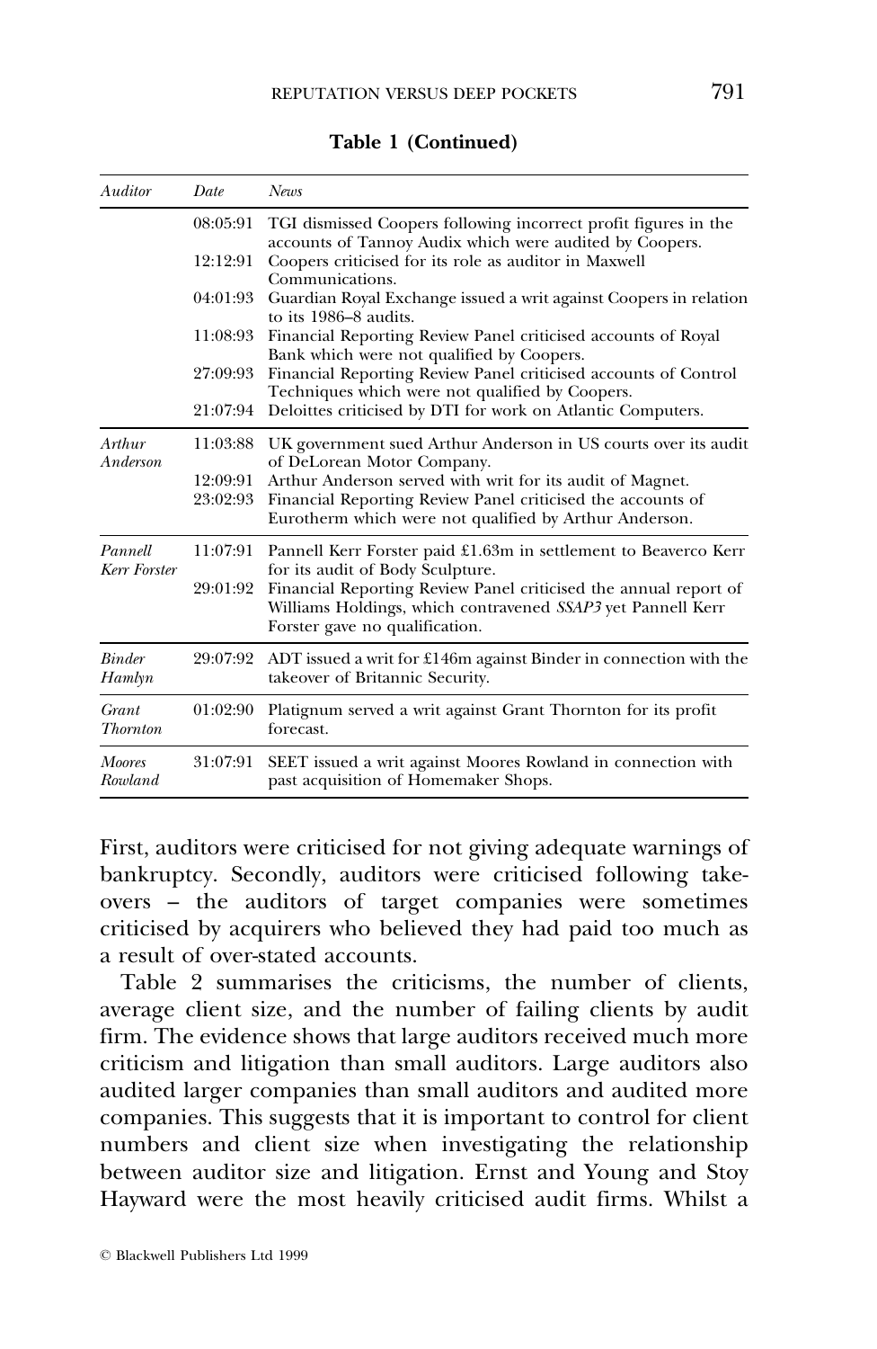**Table 1 (Continued)**

| *Auditor* | *Date* | *News* |
|---|---|---|
| | 08:05:91 | TGI dismissed Coopers following incorrect profit figures in the accounts of Tannoy Audix which were audited by Coopers. |
| | 12:12:91 | Coopers criticised for its role as auditor in Maxwell Communications. |
| | 04:01:93 | Guardian Royal Exchange issued a writ against Coopers in relation to its 1986–8 audits. |
| | 11:08:93 | Financial Reporting Review Panel criticised accounts of Royal Bank which were not qualified by Coopers. |
| | 27:09:93 | Financial Reporting Review Panel criticised accounts of Control Techniques which were not qualified by Coopers. |
| | 21:07:94 | Deloittes criticised by DTI for work on Atlantic Computers. |
| *Arthur Anderson* | 11:03:88 | UK government sued Arthur Anderson in US courts over its audit of DeLorean Motor Company. |
| | 12:09:91 | Arthur Anderson served with writ for its audit of Magnet. |
| | 23:02:93 | Financial Reporting Review Panel criticised the accounts of Eurotherm which were not qualified by Arthur Anderson. |
| *Pannell Kerr Forster* | 11:07:91 | Pannell Kerr Forster paid £1.63m in settlement to Beaverco Kerr for its audit of Body Sculpture. |
| | 29:01:92 | Financial Reporting Review Panel criticised the annual report of Williams Holdings, which contravened *SSAP3* yet Pannell Kerr Forster gave no qualification. |
| *Binder Hamlyn* | 29:07:92 | ADT issued a writ for £146m against Binder in connection with the takeover of Britannic Security. |
| *Grant Thornton* | 01:02:90 | Platignum served a writ against Grant Thornton for its profit forecast. |
| *Moores Rowland* | 31:07:91 | SEET issued a writ against Moores Rowland in connection with past acquisition of Homemaker Shops. |

First, auditors were criticised for not giving adequate warnings of bankruptcy. Secondly, auditors were criticised following takeovers – the auditors of target companies were sometimes criticised by acquirers who believed they had paid too much as a result of over-stated accounts.

Table 2 summarises the criticisms, the number of clients, average client size, and the number of failing clients by audit firm. The evidence shows that large auditors received much more criticism and litigation than small auditors. Large auditors also audited larger companies than small auditors and audited more companies. This suggests that it is important to control for client numbers and client size when investigating the relationship between auditor size and litigation. Ernst and Young and Stoy Hayward were the most heavily criticised audit firms. Whilst a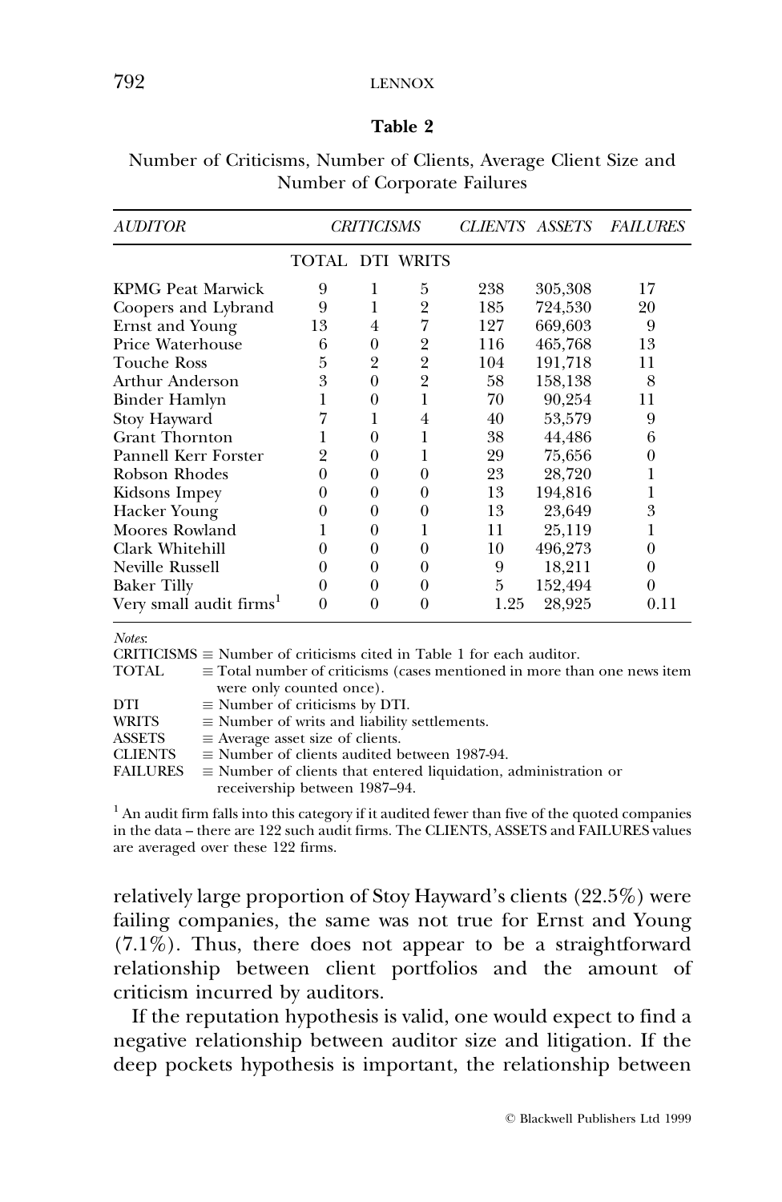**Table 2**

Number of Criticisms, Number of Clients, Average Client Size and Number of Corporate Failures

| *AUDITOR* | *CRITICISMS* | | | *CLIENTS* | *ASSETS* | *FAILURES* |
|---|---|---|---|---|---|---|
| | TOTAL | DTI | WRITS | | | |
| KPMG Peat Marwick | 9 | 1 | 5 | 238 | 305,308 | 17 |
| Coopers and Lybrand | 9 | 1 | 2 | 185 | 724,530 | 20 |
| Ernst and Young | 13 | 4 | 7 | 127 | 669,603 | 9 |
| Price Waterhouse | 6 | 0 | 2 | 116 | 465,768 | 13 |
| Touche Ross | 5 | 2 | 2 | 104 | 191,718 | 11 |
| Arthur Anderson | 3 | 0 | 2 | 58 | 158,138 | 8 |
| Binder Hamlyn | 1 | 0 | 1 | 70 | 90,254 | 11 |
| Stoy Hayward | 7 | 1 | 4 | 40 | 53,579 | 9 |
| Grant Thornton | 1 | 0 | 1 | 38 | 44,486 | 6 |
| Pannell Kerr Forster | 2 | 0 | 1 | 29 | 75,656 | 0 |
| Robson Rhodes | 0 | 0 | 0 | 23 | 28,720 | 1 |
| Kidsons Impey | 0 | 0 | 0 | 13 | 194,816 | 1 |
| Hacker Young | 0 | 0 | 0 | 13 | 23,649 | 3 |
| Moores Rowland | 1 | 0 | 1 | 11 | 25,119 | 1 |
| Clark Whitehill | 0 | 0 | 0 | 10 | 496,273 | 0 |
| Neville Russell | 0 | 0 | 0 | 9 | 18,211 | 0 |
| Baker Tilly | 0 | 0 | 0 | 5 | 152,494 | 0 |
| Very small audit firms[1] | 0 | 0 | 0 | 1.25 | 28,925 | 0.11 |

*Notes*:
CRITICISMS ≡ Number of criticisms cited in Table 1 for each auditor.
TOTAL ≡ Total number of criticisms (cases mentioned in more than one news item were only counted once).
DTI ≡ Number of criticisms by DTI.
WRITS ≡ Number of writs and liability settlements.
ASSETS ≡ Average asset size of clients.
CLIENTS ≡ Number of clients audited between 1987-94.
FAILURES ≡ Number of clients that entered liquidation, administration or receivership between 1987–94.

[1] An audit firm falls into this category if it audited fewer than five of the quoted companies in the data – there are 122 such audit firms. The CLIENTS, ASSETS and FAILURES values are averaged over these 122 firms.

relatively large proportion of Stoy Hayward's clients (22.5%) were failing companies, the same was not true for Ernst and Young (7.1%). Thus, there does not appear to be a straightforward relationship between client portfolios and the amount of criticism incurred by auditors.

If the reputation hypothesis is valid, one would expect to find a negative relationship between auditor size and litigation. If the deep pockets hypothesis is important, the relationship between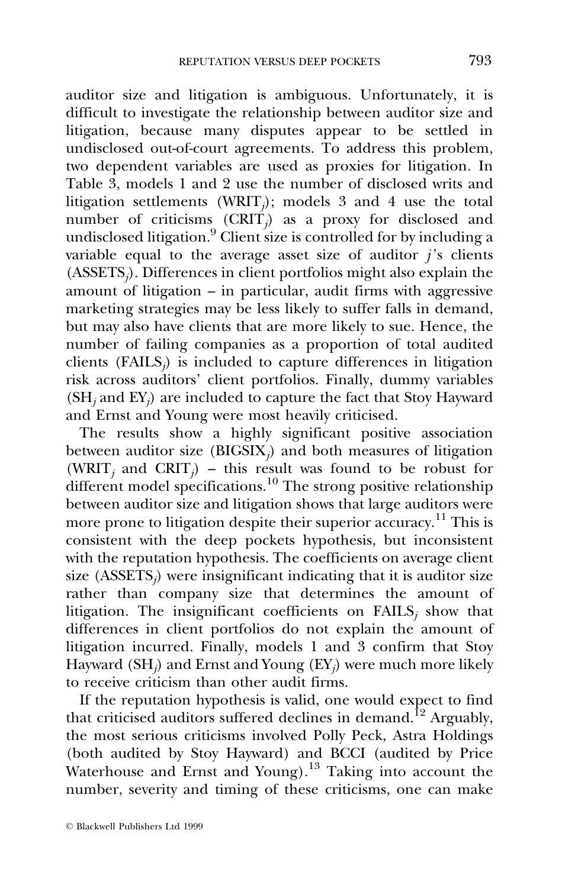auditor size and litigation is ambiguous. Unfortunately, it is difficult to investigate the relationship between auditor size and litigation, because many disputes appear to be settled in undisclosed out-of-court agreements. To address this problem, two dependent variables are used as proxies for litigation. In Table 3, models 1 and 2 use the number of disclosed writs and litigation settlements ($\text{WRIT}_j$); models 3 and 4 use the total number of criticisms ($\text{CRIT}_j$) as a proxy for disclosed and undisclosed litigation.[9] Client size is controlled for by including a variable equal to the average asset size of auditor $j$'s clients ($\text{ASSETS}_j$). Differences in client portfolios might also explain the amount of litigation – in particular, audit firms with aggressive marketing strategies may be less likely to suffer falls in demand, but may also have clients that are more likely to sue. Hence, the number of failing companies as a proportion of total audited clients ($\text{FAILS}_j$) is included to capture differences in litigation risk across auditors' client portfolios. Finally, dummy variables ($\text{SH}_j$ and $\text{EY}_j$) are included to capture the fact that Stoy Hayward and Ernst and Young were most heavily criticised.

The results show a highly significant positive association between auditor size ($\text{BIGSIX}_j$) and both measures of litigation ($\text{WRIT}_j$ and $\text{CRIT}_j$) – this result was found to be robust for different model specifications.[10] The strong positive relationship between auditor size and litigation shows that large auditors were more prone to litigation despite their superior accuracy.[11] This is consistent with the deep pockets hypothesis, but inconsistent with the reputation hypothesis. The coefficients on average client size ($\text{ASSETS}_j$) were insignificant indicating that it is auditor size rather than company size that determines the amount of litigation. The insignificant coefficients on $\text{FAILS}_j$ show that differences in client portfolios do not explain the amount of litigation incurred. Finally, models 1 and 3 confirm that Stoy Hayward ($\text{SH}_j$) and Ernst and Young ($\text{EY}_j$) were much more likely to receive criticism than other audit firms.

If the reputation hypothesis is valid, one would expect to find that criticised auditors suffered declines in demand.[12] Arguably, the most serious criticisms involved Polly Peck, Astra Holdings (both audited by Stoy Hayward) and BCCI (audited by Price Waterhouse and Ernst and Young).[13] Taking into account the number, severity and timing of these criticisms, one can make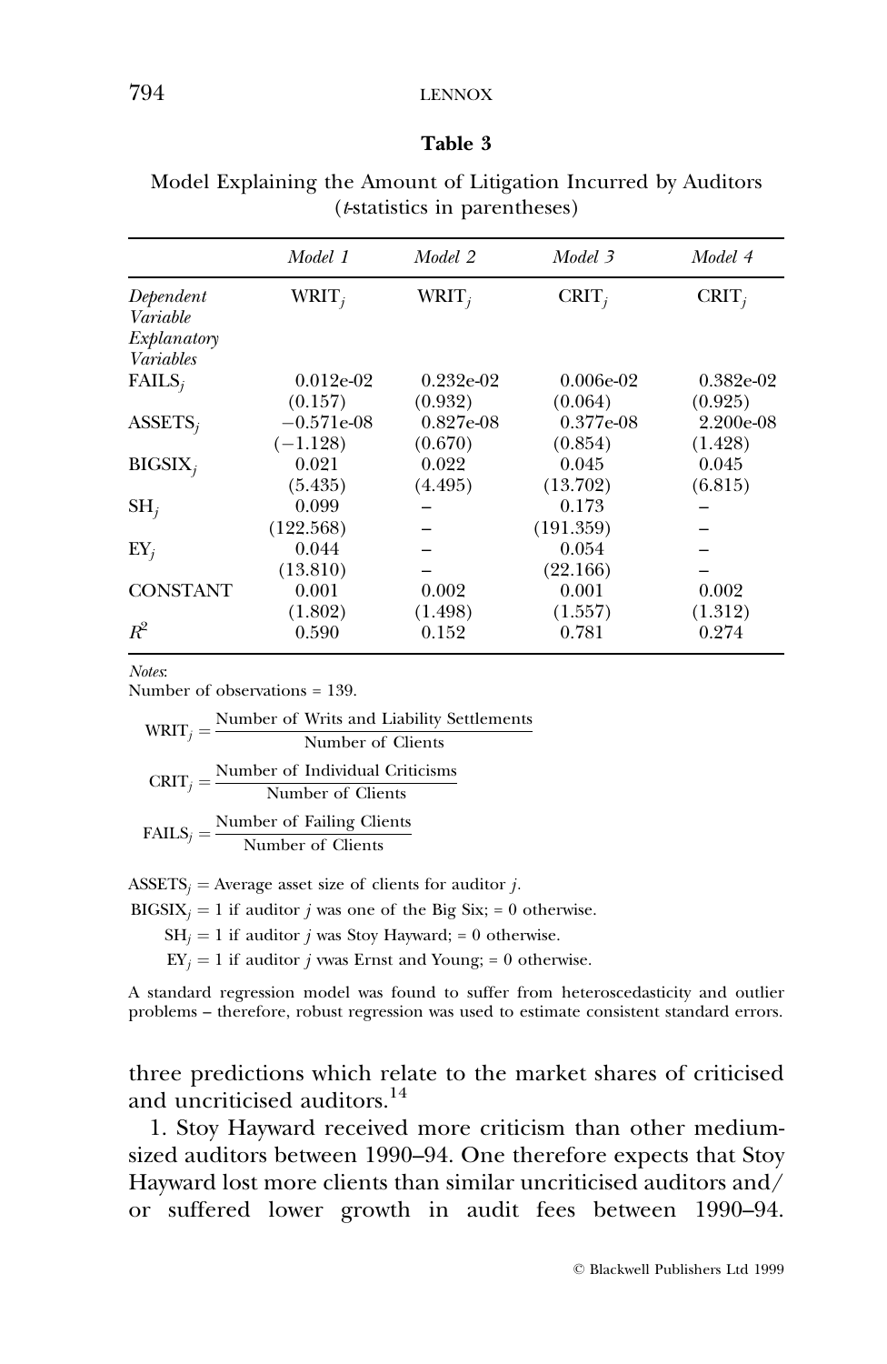**Table 3**

Model Explaining the Amount of Litigation Incurred by Auditors (*t*-statistics in parentheses)

| | *Model 1* | *Model 2* | *Model 3* | *Model 4* |
|---|---|---|---|---|
| *Dependent Variable* | $WRIT_j$ | $WRIT_j$ | $CRIT_j$ | $CRIT_j$ |
| *Explanatory Variables* | | | | |
| $FAILS_j$ | 0.012e-02 | 0.232e-02 | 0.006e-02 | 0.382e-02 |
| | (0.157) | (0.932) | (0.064) | (0.925) |
| $ASSETS_j$ | −0.571e-08 | 0.827e-08 | 0.377e-08 | 2.200e-08 |
| | (−1.128) | (0.670) | (0.854) | (1.428) |
| $BIGSIX_j$ | 0.021 | 0.022 | 0.045 | 0.045 |
| | (5.435) | (4.495) | (13.702) | (6.815) |
| $SH_j$ | 0.099 | – | 0.173 | – |
| | (122.568) | – | (191.359) | – |
| $EY_j$ | 0.044 | – | 0.054 | – |
| | (13.810) | – | (22.166) | – |
| CONSTANT | 0.001 | 0.002 | 0.001 | 0.002 |
| | (1.802) | (1.498) | (1.557) | (1.312) |
| $R^2$ | 0.590 | 0.152 | 0.781 | 0.274 |

*Notes*:
Number of observations = 139.

$$WRIT_j = \frac{\text{Number of Writs and Liability Settlements}}{\text{Number of Clients}}$$

$$CRIT_j = \frac{\text{Number of Individual Criticisms}}{\text{Number of Clients}}$$

$$FAILS_j = \frac{\text{Number of Failing Clients}}{\text{Number of Clients}}$$

$ASSETS_j$ = Average asset size of clients for auditor $j$.

$BIGSIX_j$ = 1 if auditor $j$ was one of the Big Six; = 0 otherwise.

$SH_j$ = 1 if auditor $j$ was Stoy Hayward; = 0 otherwise.

$EY_j$ = 1 if auditor $j$ vwas Ernst and Young; = 0 otherwise.

A standard regression model was found to suffer from heteroscedasticity and outlier problems – therefore, robust regression was used to estimate consistent standard errors.

three predictions which relate to the market shares of criticised and uncriticised auditors.[14]

1. Stoy Hayward received more criticism than other medium-sized auditors between 1990–94. One therefore expects that Stoy Hayward lost more clients than similar uncriticised auditors and/or suffered lower growth in audit fees between 1990–94.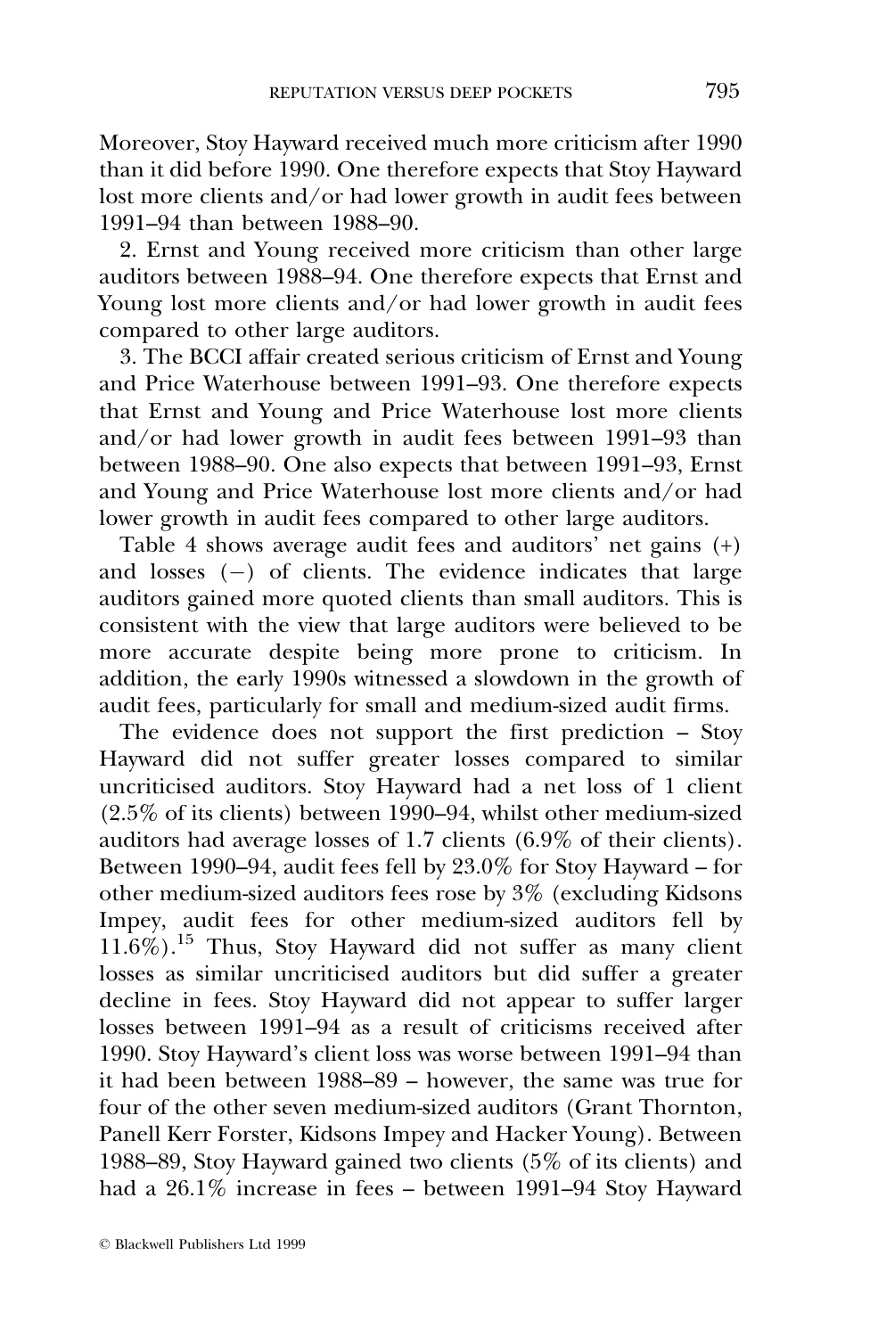Moreover, Stoy Hayward received much more criticism after 1990 than it did before 1990. One therefore expects that Stoy Hayward lost more clients and/or had lower growth in audit fees between 1991–94 than between 1988–90.

2. Ernst and Young received more criticism than other large auditors between 1988–94. One therefore expects that Ernst and Young lost more clients and/or had lower growth in audit fees compared to other large auditors.

3. The BCCI affair created serious criticism of Ernst and Young and Price Waterhouse between 1991–93. One therefore expects that Ernst and Young and Price Waterhouse lost more clients and/or had lower growth in audit fees between 1991–93 than between 1988–90. One also expects that between 1991–93, Ernst and Young and Price Waterhouse lost more clients and/or had lower growth in audit fees compared to other large auditors.

Table 4 shows average audit fees and auditors' net gains (+) and losses (−) of clients. The evidence indicates that large auditors gained more quoted clients than small auditors. This is consistent with the view that large auditors were believed to be more accurate despite being more prone to criticism. In addition, the early 1990s witnessed a slowdown in the growth of audit fees, particularly for small and medium-sized audit firms.

The evidence does not support the first prediction – Stoy Hayward did not suffer greater losses compared to similar uncriticised auditors. Stoy Hayward had a net loss of 1 client (2.5% of its clients) between 1990–94, whilst other medium-sized auditors had average losses of 1.7 clients (6.9% of their clients). Between 1990–94, audit fees fell by 23.0% for Stoy Hayward – for other medium-sized auditors fees rose by 3% (excluding Kidsons Impey, audit fees for other medium-sized auditors fell by 11.6%).[15] Thus, Stoy Hayward did not suffer as many client losses as similar uncriticised auditors but did suffer a greater decline in fees. Stoy Hayward did not appear to suffer larger losses between 1991–94 as a result of criticisms received after 1990. Stoy Hayward's client loss was worse between 1991–94 than it had been between 1988–89 – however, the same was true for four of the other seven medium-sized auditors (Grant Thornton, Panell Kerr Forster, Kidsons Impey and Hacker Young). Between 1988–89, Stoy Hayward gained two clients (5% of its clients) and had a 26.1% increase in fees – between 1991–94 Stoy Hayward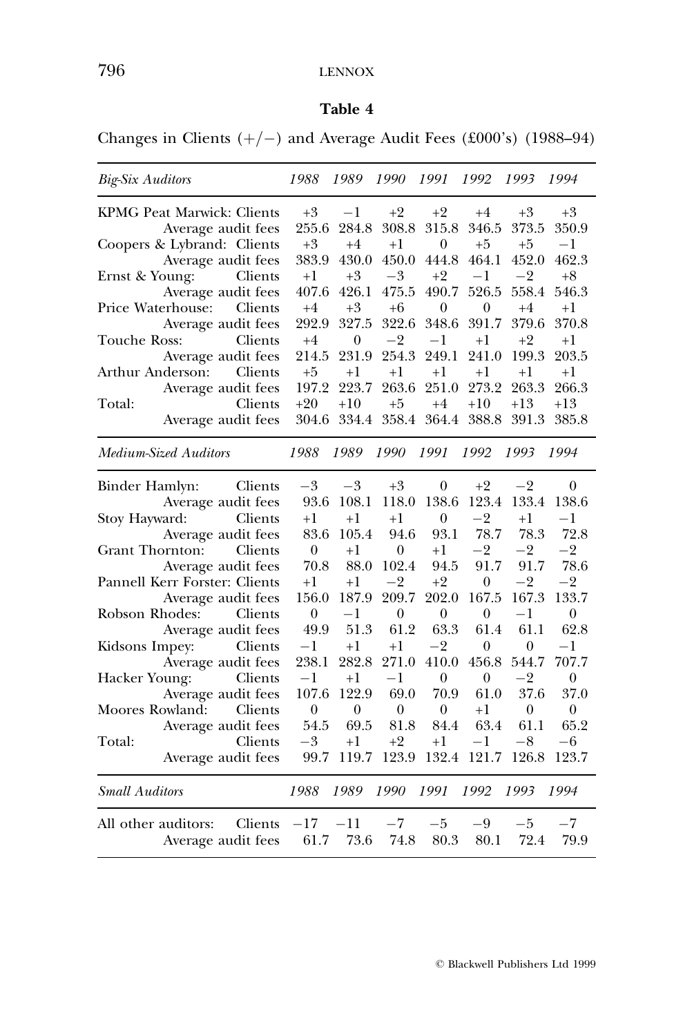**Table 4**

Changes in Clients (+/−) and Average Audit Fees (£000's) (1988–94)

| *Big-Six Auditors* | | *1988* | *1989* | *1990* | *1991* | *1992* | *1993* | *1994* |
|---|---|---|---|---|---|---|---|---|
| KPMG Peat Marwick: | Clients | +3 | −1 | +2 | +2 | +4 | +3 | +3 |
| | Average audit fees | 255.6 | 284.8 | 308.8 | 315.8 | 346.5 | 373.5 | 350.9 |
| Coopers & Lybrand: | Clients | +3 | +4 | +1 | 0 | +5 | +5 | −1 |
| | Average audit fees | 383.9 | 430.0 | 450.0 | 444.8 | 464.1 | 452.0 | 462.3 |
| Ernst & Young: | Clients | +1 | +3 | −3 | +2 | −1 | −2 | +8 |
| | Average audit fees | 407.6 | 426.1 | 475.5 | 490.7 | 526.5 | 558.4 | 546.3 |
| Price Waterhouse: | Clients | +4 | +3 | +6 | 0 | 0 | +4 | +1 |
| | Average audit fees | 292.9 | 327.5 | 322.6 | 348.6 | 391.7 | 379.6 | 370.8 |
| Touche Ross: | Clients | +4 | 0 | −2 | −1 | +1 | +2 | +1 |
| | Average audit fees | 214.5 | 231.9 | 254.3 | 249.1 | 241.0 | 199.3 | 203.5 |
| Arthur Anderson: | Clients | +5 | +1 | +1 | +1 | +1 | +1 | +1 |
| | Average audit fees | 197.2 | 223.7 | 263.6 | 251.0 | 273.2 | 263.3 | 266.3 |
| Total: | Clients | +20 | +10 | +5 | +4 | +10 | +13 | +13 |
| | Average audit fees | 304.6 | 334.4 | 358.4 | 364.4 | 388.8 | 391.3 | 385.8 |
| *Medium-Sized Auditors* | | *1988* | *1989* | *1990* | *1991* | *1992* | *1993* | *1994* |
| Binder Hamlyn: | Clients | −3 | −3 | +3 | 0 | +2 | −2 | 0 |
| | Average audit fees | 93.6 | 108.1 | 118.0 | 138.6 | 123.4 | 133.4 | 138.6 |
| Stoy Hayward: | Clients | +1 | +1 | +1 | 0 | −2 | +1 | −1 |
| | Average audit fees | 83.6 | 105.4 | 94.6 | 93.1 | 78.7 | 78.3 | 72.8 |
| Grant Thornton: | Clients | 0 | +1 | 0 | +1 | −2 | −2 | −2 |
| | Average audit fees | 70.8 | 88.0 | 102.4 | 94.5 | 91.7 | 91.7 | 78.6 |
| Pannell Kerr Forster: | Clients | +1 | +1 | −2 | +2 | 0 | −2 | −2 |
| | Average audit fees | 156.0 | 187.9 | 209.7 | 202.0 | 167.5 | 167.3 | 133.7 |
| Robson Rhodes: | Clients | 0 | −1 | 0 | 0 | 0 | −1 | 0 |
| | Average audit fees | 49.9 | 51.3 | 61.2 | 63.3 | 61.4 | 61.1 | 62.8 |
| Kidsons Impey: | Clients | −1 | +1 | +1 | −2 | 0 | 0 | −1 |
| | Average audit fees | 238.1 | 282.8 | 271.0 | 410.0 | 456.8 | 544.7 | 707.7 |
| Hacker Young: | Clients | −1 | +1 | −1 | 0 | 0 | −2 | 0 |
| | Average audit fees | 107.6 | 122.9 | 69.0 | 70.9 | 61.0 | 37.6 | 37.0 |
| Moores Rowland: | Clients | 0 | 0 | 0 | 0 | +1 | 0 | 0 |
| | Average audit fees | 54.5 | 69.5 | 81.8 | 84.4 | 63.4 | 61.1 | 65.2 |
| Total: | Clients | −3 | +1 | +2 | +1 | −1 | −8 | −6 |
| | Average audit fees | 99.7 | 119.7 | 123.9 | 132.4 | 121.7 | 126.8 | 123.7 |
| *Small Auditors* | | *1988* | *1989* | *1990* | *1991* | *1992* | *1993* | *1994* |
| All other auditors: | Clients | −17 | −11 | −7 | −5 | −9 | −5 | −7 |
| | Average audit fees | 61.7 | 73.6 | 74.8 | 80.3 | 80.1 | 72.4 | 79.9 |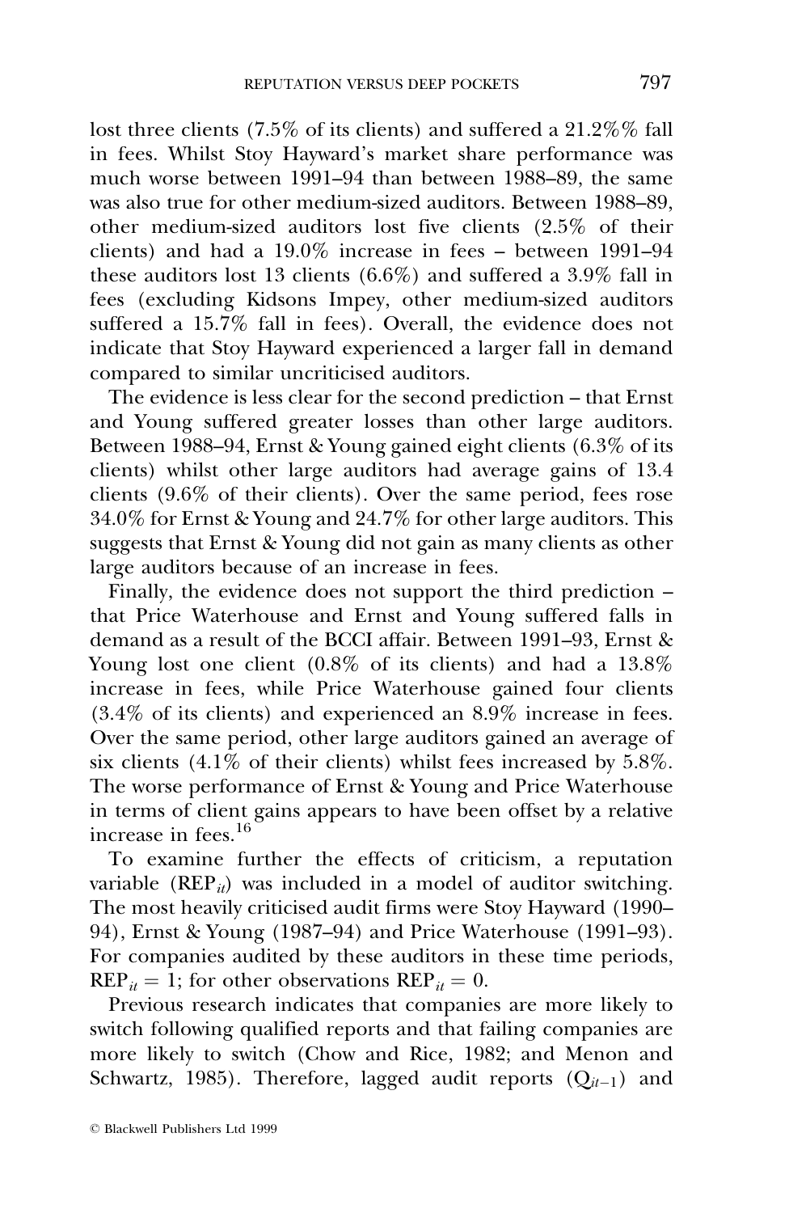lost three clients (7.5% of its clients) and suffered a 21.2%% fall in fees. Whilst Stoy Hayward's market share performance was much worse between 1991–94 than between 1988–89, the same was also true for other medium-sized auditors. Between 1988–89, other medium-sized auditors lost five clients (2.5% of their clients) and had a 19.0% increase in fees – between 1991–94 these auditors lost 13 clients (6.6%) and suffered a 3.9% fall in fees (excluding Kidsons Impey, other medium-sized auditors suffered a 15.7% fall in fees). Overall, the evidence does not indicate that Stoy Hayward experienced a larger fall in demand compared to similar uncriticised auditors.

The evidence is less clear for the second prediction – that Ernst and Young suffered greater losses than other large auditors. Between 1988–94, Ernst & Young gained eight clients (6.3% of its clients) whilst other large auditors had average gains of 13.4 clients (9.6% of their clients). Over the same period, fees rose 34.0% for Ernst & Young and 24.7% for other large auditors. This suggests that Ernst & Young did not gain as many clients as other large auditors because of an increase in fees.

Finally, the evidence does not support the third prediction – that Price Waterhouse and Ernst and Young suffered falls in demand as a result of the BCCI affair. Between 1991–93, Ernst & Young lost one client (0.8% of its clients) and had a 13.8% increase in fees, while Price Waterhouse gained four clients (3.4% of its clients) and experienced an 8.9% increase in fees. Over the same period, other large auditors gained an average of six clients (4.1% of their clients) whilst fees increased by 5.8%. The worse performance of Ernst & Young and Price Waterhouse in terms of client gains appears to have been offset by a relative increase in fees.[16]

To examine further the effects of criticism, a reputation variable ($REP_{it}$) was included in a model of auditor switching. The most heavily criticised audit firms were Stoy Hayward (1990–94), Ernst & Young (1987–94) and Price Waterhouse (1991–93). For companies audited by these auditors in these time periods, $REP_{it} = 1$; for other observations $REP_{it} = 0$.

Previous research indicates that companies are more likely to switch following qualified reports and that failing companies are more likely to switch (Chow and Rice, 1982; and Menon and Schwartz, 1985). Therefore, lagged audit reports ($Q_{it-1}$) and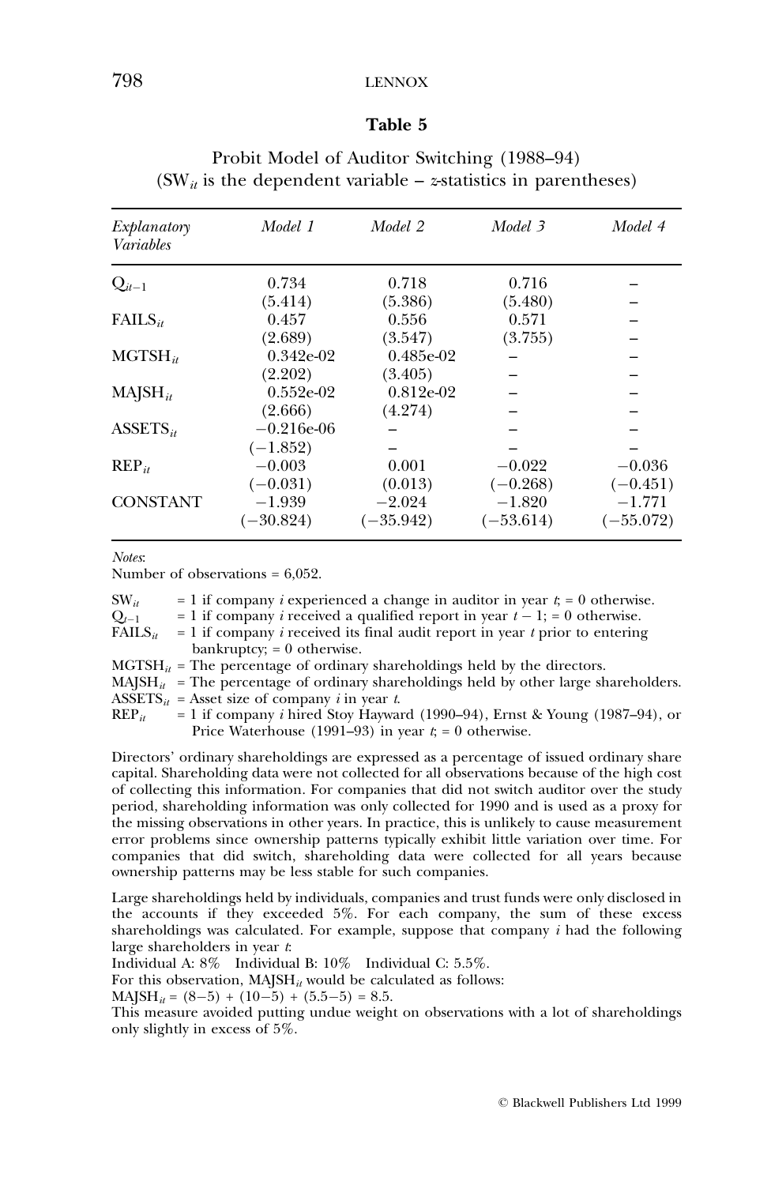**Table 5**

Probit Model of Auditor Switching (1988–94)
($SW_{it}$ is the dependent variable – *z*-statistics in parentheses)

| *Explanatory Variables* | *Model 1* | *Model 2* | *Model 3* | *Model 4* |
|---|---|---|---|---|
| $Q_{it-1}$ | 0.734 | 0.718 | 0.716 | – |
| | (5.414) | (5.386) | (5.480) | – |
| $FAILS_{it}$ | 0.457 | 0.556 | 0.571 | – |
| | (2.689) | (3.547) | (3.755) | – |
| $MGTSH_{it}$ | 0.342e-02 | 0.485e-02 | – | – |
| | (2.202) | (3.405) | – | – |
| $MAJSH_{it}$ | 0.552e-02 | 0.812e-02 | – | – |
| | (2.666) | (4.274) | – | – |
| $ASSETS_{it}$ | −0.216e-06 | – | – | – |
| | (−1.852) | – | – | – |
| $REP_{it}$ | −0.003 | 0.001 | −0.022 | −0.036 |
| | (−0.031) | (0.013) | (−0.268) | (−0.451) |
| CONSTANT | −1.939 | −2.024 | −1.820 | −1.771 |
| | (−30.824) | (−35.942) | (−53.614) | (−55.072) |

*Notes*:
Number of observations = 6,052.

$SW_{it}$ = 1 if company *i* experienced a change in auditor in year *t*; = 0 otherwise.
$Q_{t-1}$ = 1 if company *i* received a qualified report in year $t-1$; = 0 otherwise.
$FAILS_{it}$ = 1 if company *i* received its final audit report in year *t* prior to entering bankruptcy; = 0 otherwise.
$MGTSH_{it}$ = The percentage of ordinary shareholdings held by the directors.
$MAJSH_{it}$ = The percentage of ordinary shareholdings held by other large shareholders.
$ASSETS_{it}$ = Asset size of company *i* in year *t*.
$REP_{it}$ = 1 if company *i* hired Stoy Hayward (1990–94), Ernst & Young (1987–94), or Price Waterhouse (1991–93) in year *t*; = 0 otherwise.

Directors' ordinary shareholdings are expressed as a percentage of issued ordinary share capital. Shareholding data were not collected for all observations because of the high cost of collecting this information. For companies that did not switch auditor over the study period, shareholding information was only collected for 1990 and is used as a proxy for the missing observations in other years. In practice, this is unlikely to cause measurement error problems since ownership patterns typically exhibit little variation over time. For companies that did switch, shareholding data were collected for all years because ownership patterns may be less stable for such companies.

Large shareholdings held by individuals, companies and trust funds were only disclosed in the accounts if they exceeded 5%. For each company, the sum of these excess shareholdings was calculated. For example, suppose that company *i* had the following large shareholders in year *t*:
Individual A: 8%  Individual B: 10%  Individual C: 5.5%.
For this observation, $MAJSH_{it}$ would be calculated as follows:
$MAJSH_{it} = (8-5) + (10-5) + (5.5-5) = 8.5$.
This measure avoided putting undue weight on observations with a lot of shareholdings only slightly in excess of 5%.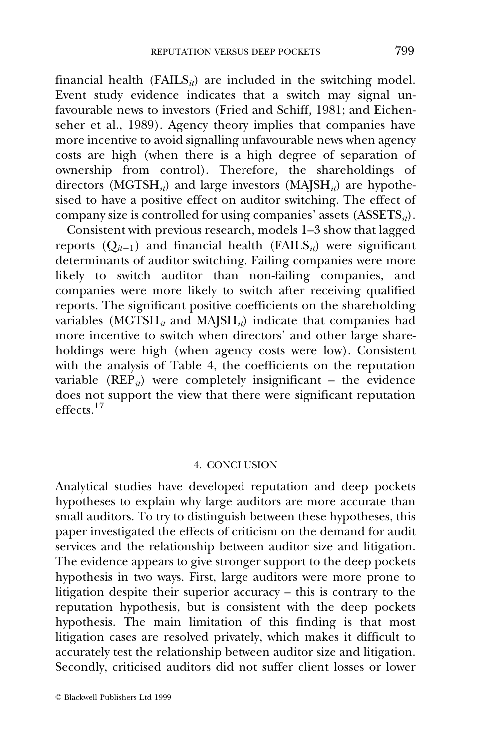financial health ($\text{FAILS}_{it}$) are included in the switching model. Event study evidence indicates that a switch may signal unfavourable news to investors (Fried and Schiff, 1981; and Eichenseher et al., 1989). Agency theory implies that companies have more incentive to avoid signalling unfavourable news when agency costs are high (when there is a high degree of separation of ownership from control). Therefore, the shareholdings of directors ($\text{MGTSH}_{it}$) and large investors ($\text{MAJSH}_{it}$) are hypothesised to have a positive effect on auditor switching. The effect of company size is controlled for using companies' assets ($\text{ASSETS}_{it}$).

Consistent with previous research, models 1–3 show that lagged reports ($Q_{it-1}$) and financial health ($\text{FAILS}_{it}$) were significant determinants of auditor switching. Failing companies were more likely to switch auditor than non-failing companies, and companies were more likely to switch after receiving qualified reports. The significant positive coefficients on the shareholding variables ($\text{MGTSH}_{it}$ and $\text{MAJSH}_{it}$) indicate that companies had more incentive to switch when directors' and other large shareholdings were high (when agency costs were low). Consistent with the analysis of Table 4, the coefficients on the reputation variable ($\text{REP}_{it}$) were completely insignificant – the evidence does not support the view that there were significant reputation effects.[17]

## 4. CONCLUSION

Analytical studies have developed reputation and deep pockets hypotheses to explain why large auditors are more accurate than small auditors. To try to distinguish between these hypotheses, this paper investigated the effects of criticism on the demand for audit services and the relationship between auditor size and litigation. The evidence appears to give stronger support to the deep pockets hypothesis in two ways. First, large auditors were more prone to litigation despite their superior accuracy – this is contrary to the reputation hypothesis, but is consistent with the deep pockets hypothesis. The main limitation of this finding is that most litigation cases are resolved privately, which makes it difficult to accurately test the relationship between auditor size and litigation. Secondly, criticised auditors did not suffer client losses or lower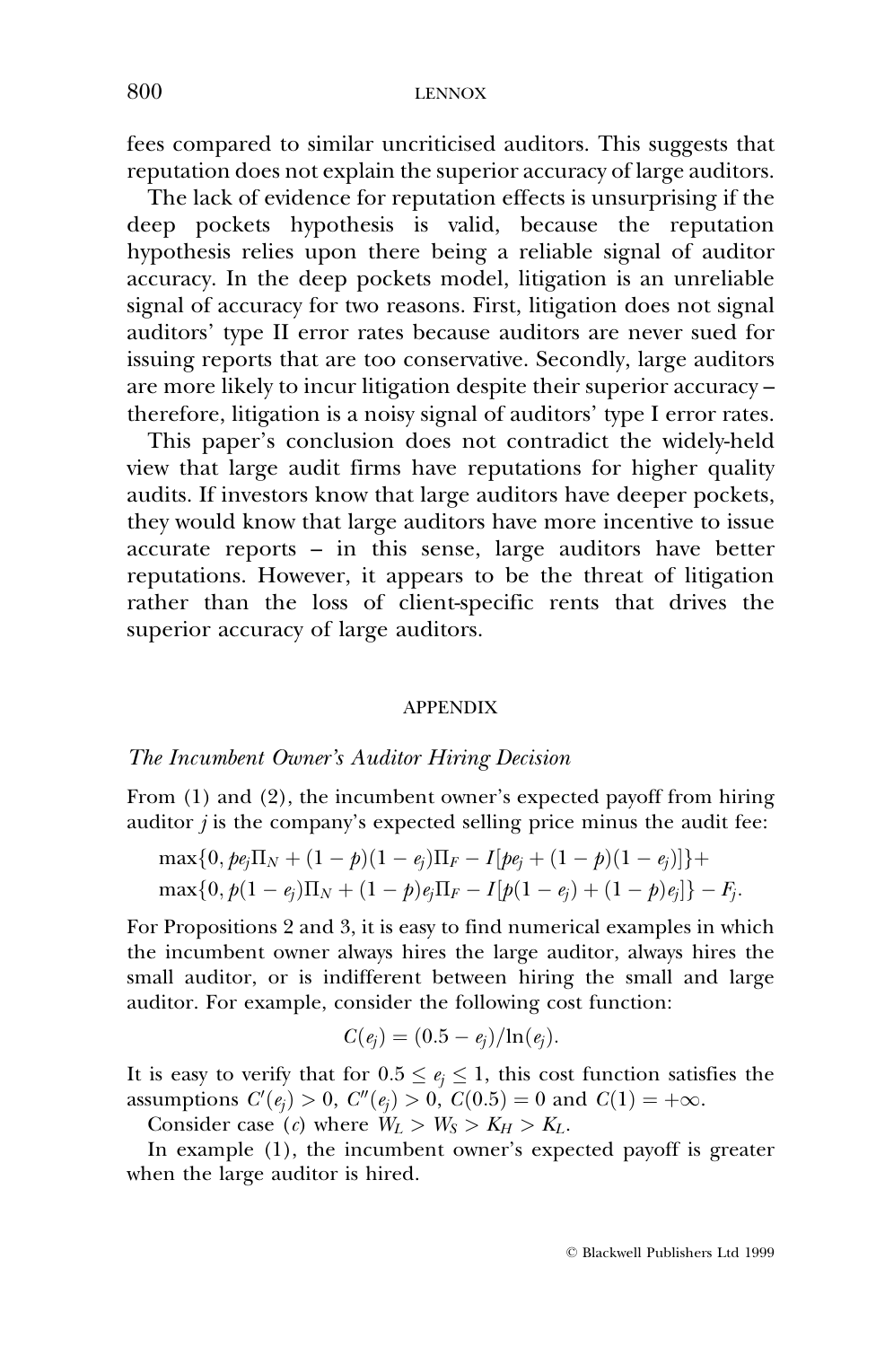fees compared to similar uncriticised auditors. This suggests that reputation does not explain the superior accuracy of large auditors.

The lack of evidence for reputation effects is unsurprising if the deep pockets hypothesis is valid, because the reputation hypothesis relies upon there being a reliable signal of auditor accuracy. In the deep pockets model, litigation is an unreliable signal of accuracy for two reasons. First, litigation does not signal auditors' type II error rates because auditors are never sued for issuing reports that are too conservative. Secondly, large auditors are more likely to incur litigation despite their superior accuracy – therefore, litigation is a noisy signal of auditors' type I error rates.

This paper's conclusion does not contradict the widely-held view that large audit firms have reputations for higher quality audits. If investors know that large auditors have deeper pockets, they would know that large auditors have more incentive to issue accurate reports – in this sense, large auditors have better reputations. However, it appears to be the threat of litigation rather than the loss of client-specific rents that drives the superior accuracy of large auditors.

## APPENDIX

### *The Incumbent Owner's Auditor Hiring Decision*

From (1) and (2), the incumbent owner's expected payoff from hiring auditor $j$ is the company's expected selling price minus the audit fee:

$$\max\{0, pe_j\Pi_N + (1-p)(1-e_j)\Pi_F - I[pe_j + (1-p)(1-e_j)]\}+$$
$$\max\{0, p(1-e_j)\Pi_N + (1-p)e_j\Pi_F - I[p(1-e_j) + (1-p)e_j]\} - F_j.$$

For Propositions 2 and 3, it is easy to find numerical examples in which the incumbent owner always hires the large auditor, always hires the small auditor, or is indifferent between hiring the small and large auditor. For example, consider the following cost function:

$$C(e_j) = (0.5 - e_j)/\ln(e_j).$$

It is easy to verify that for $0.5 \leq e_j \leq 1$, this cost function satisfies the assumptions $C'(e_j) > 0$, $C''(e_j) > 0$, $C(0.5) = 0$ and $C(1) = +\infty$.

Consider case (*c*) where $W_L > W_S > K_H > K_L$.

In example (1), the incumbent owner's expected payoff is greater when the large auditor is hired.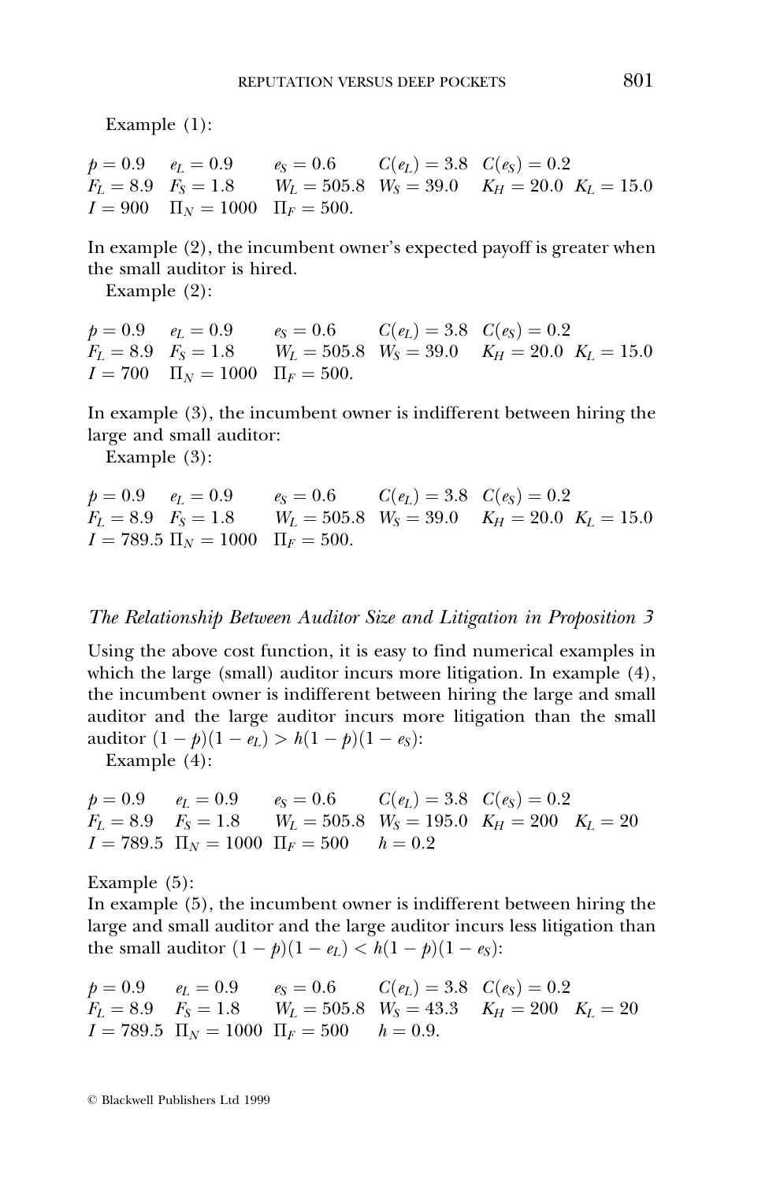Example (1):

$$
\begin{array}{llllll}
p = 0.9 & e_L = 0.9 & e_S = 0.6 & C(e_L) = 3.8 & C(e_S) = 0.2 & \\
F_L = 8.9 & F_S = 1.8 & W_L = 505.8 & W_S = 39.0 & K_H = 20.0 & K_L = 15.0 \\
I = 900 & \Pi_N = 1000 & \Pi_F = 500. & & &
\end{array}
$$

In example (2), the incumbent owner's expected payoff is greater when the small auditor is hired.

Example (2):

$$
\begin{array}{llllll}
p = 0.9 & e_L = 0.9 & e_S = 0.6 & C(e_L) = 3.8 & C(e_S) = 0.2 & \\
F_L = 8.9 & F_S = 1.8 & W_L = 505.8 & W_S = 39.0 & K_H = 20.0 & K_L = 15.0 \\
I = 700 & \Pi_N = 1000 & \Pi_F = 500. & & &
\end{array}
$$

In example (3), the incumbent owner is indifferent between hiring the large and small auditor:

Example (3):

$$
\begin{array}{llllll}
p = 0.9 & e_L = 0.9 & e_S = 0.6 & C(e_L) = 3.8 & C(e_S) = 0.2 & \\
F_L = 8.9 & F_S = 1.8 & W_L = 505.8 & W_S = 39.0 & K_H = 20.0 & K_L = 15.0 \\
I = 789.5 & \Pi_N = 1000 & \Pi_F = 500. & & &
\end{array}
$$

### *The Relationship Between Auditor Size and Litigation in Proposition 3*

Using the above cost function, it is easy to find numerical examples in which the large (small) auditor incurs more litigation. In example (4), the incumbent owner is indifferent between hiring the large and small auditor and the large auditor incurs more litigation than the small auditor $(1-p)(1-e_L) > h(1-p)(1-e_S)$:

Example (4):

$$
\begin{array}{llllll}
p = 0.9 & e_L = 0.9 & e_S = 0.6 & C(e_L) = 3.8 & C(e_S) = 0.2 & \\
F_L = 8.9 & F_S = 1.8 & W_L = 505.8 & W_S = 195.0 & K_H = 200 & K_L = 20 \\
I = 789.5 & \Pi_N = 1000 & \Pi_F = 500 & h = 0.2 & &
\end{array}
$$

Example (5):

In example (5), the incumbent owner is indifferent between hiring the large and small auditor and the large auditor incurs less litigation than the small auditor $(1-p)(1-e_L) < h(1-p)(1-e_S)$:

$$
\begin{array}{llllll}
p = 0.9 & e_L = 0.9 & e_S = 0.6 & C(e_L) = 3.8 & C(e_S) = 0.2 & \\
F_L = 8.9 & F_S = 1.8 & W_L = 505.8 & W_S = 43.3 & K_H = 200 & K_L = 20 \\
I = 789.5 & \Pi_N = 1000 & \Pi_F = 500 & h = 0.9. & &
\end{array}
$$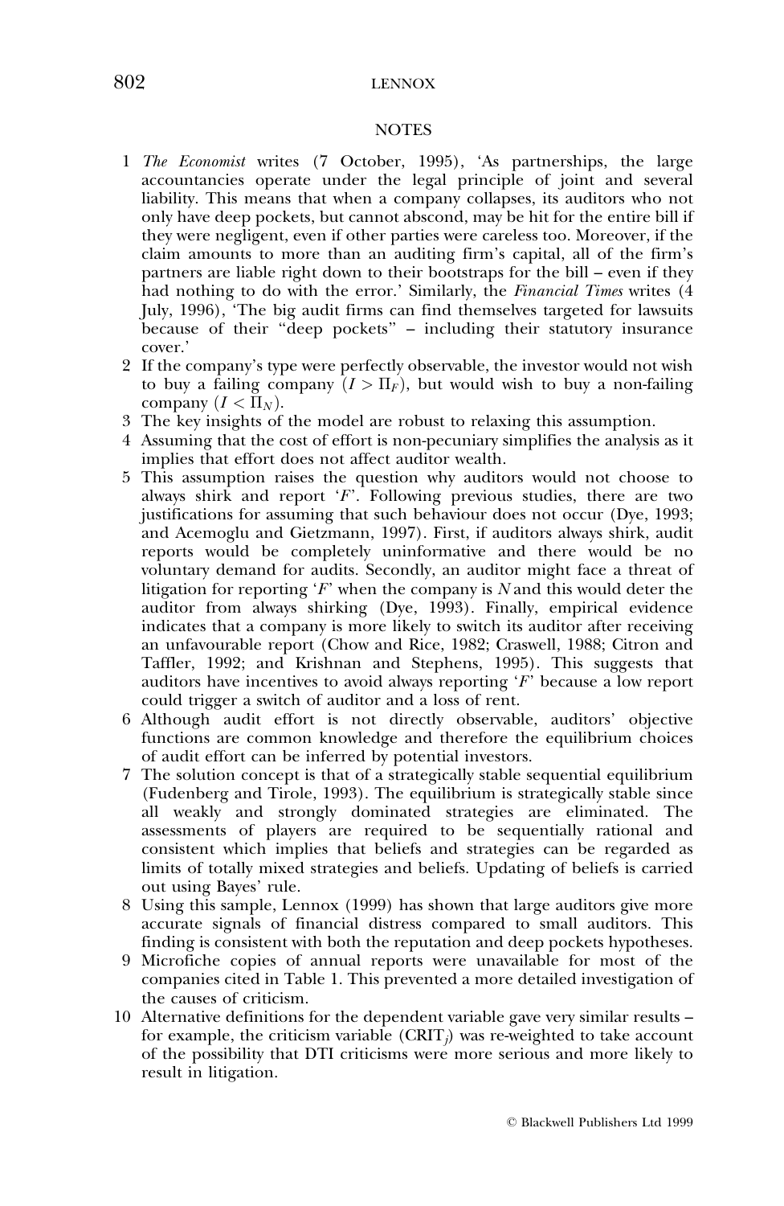## NOTES

1. *The Economist* writes (7 October, 1995), 'As partnerships, the large accountancies operate under the legal principle of joint and several liability. This means that when a company collapses, its auditors who not only have deep pockets, but cannot abscond, may be hit for the entire bill if they were negligent, even if other parties were careless too. Moreover, if the claim amounts to more than an auditing firm's capital, all of the firm's partners are liable right down to their bootstraps for the bill – even if they had nothing to do with the error.' Similarly, the *Financial Times* writes (4 July, 1996), 'The big audit firms can find themselves targeted for lawsuits because of their "deep pockets" – including their statutory insurance cover.'
2. If the company's type were perfectly observable, the investor would not wish to buy a failing company ($I > \Pi_F$), but would wish to buy a non-failing company ($I < \Pi_N$).
3. The key insights of the model are robust to relaxing this assumption.
4. Assuming that the cost of effort is non-pecuniary simplifies the analysis as it implies that effort does not affect auditor wealth.
5. This assumption raises the question why auditors would not choose to always shirk and report '$F$'. Following previous studies, there are two justifications for assuming that such behaviour does not occur (Dye, 1993; and Acemoglu and Gietzmann, 1997). First, if auditors always shirk, audit reports would be completely uninformative and there would be no voluntary demand for audits. Secondly, an auditor might face a threat of litigation for reporting '$F$' when the company is $N$ and this would deter the auditor from always shirking (Dye, 1993). Finally, empirical evidence indicates that a company is more likely to switch its auditor after receiving an unfavourable report (Chow and Rice, 1982; Craswell, 1988; Citron and Taffler, 1992; and Krishnan and Stephens, 1995). This suggests that auditors have incentives to avoid always reporting '$F$' because a low report could trigger a switch of auditor and a loss of rent.
6. Although audit effort is not directly observable, auditors' objective functions are common knowledge and therefore the equilibrium choices of audit effort can be inferred by potential investors.
7. The solution concept is that of a strategically stable sequential equilibrium (Fudenberg and Tirole, 1993). The equilibrium is strategically stable since all weakly and strongly dominated strategies are eliminated. The assessments of players are required to be sequentially rational and consistent which implies that beliefs and strategies can be regarded as limits of totally mixed strategies and beliefs. Updating of beliefs is carried out using Bayes' rule.
8. Using this sample, Lennox (1999) has shown that large auditors give more accurate signals of financial distress compared to small auditors. This finding is consistent with both the reputation and deep pockets hypotheses.
9. Microfiche copies of annual reports were unavailable for most of the companies cited in Table 1. This prevented a more detailed investigation of the causes of criticism.
10. Alternative definitions for the dependent variable gave very similar results – for example, the criticism variable ($CRIT_j$) was re-weighted to take account of the possibility that DTI criticisms were more serious and more likely to result in litigation.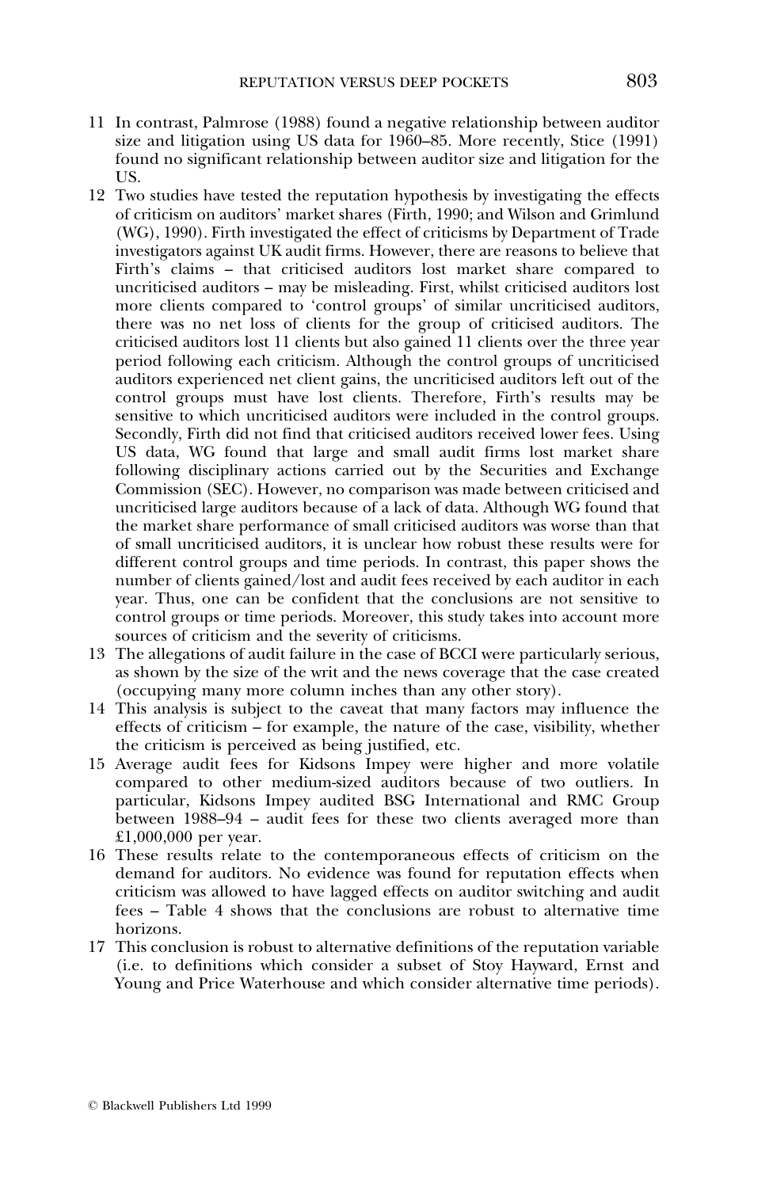11 In contrast, Palmrose (1988) found a negative relationship between auditor size and litigation using US data for 1960–85. More recently, Stice (1991) found no significant relationship between auditor size and litigation for the US.

12 Two studies have tested the reputation hypothesis by investigating the effects of criticism on auditors' market shares (Firth, 1990; and Wilson and Grimlund (WG), 1990). Firth investigated the effect of criticisms by Department of Trade investigators against UK audit firms. However, there are reasons to believe that Firth's claims – that criticised auditors lost market share compared to uncriticised auditors – may be misleading. First, whilst criticised auditors lost more clients compared to 'control groups' of similar uncriticised auditors, there was no net loss of clients for the group of criticised auditors. The criticised auditors lost 11 clients but also gained 11 clients over the three year period following each criticism. Although the control groups of uncriticised auditors experienced net client gains, the uncriticised auditors left out of the control groups must have lost clients. Therefore, Firth's results may be sensitive to which uncriticised auditors were included in the control groups. Secondly, Firth did not find that criticised auditors received lower fees. Using US data, WG found that large and small audit firms lost market share following disciplinary actions carried out by the Securities and Exchange Commission (SEC). However, no comparison was made between criticised and uncriticised large auditors because of a lack of data. Although WG found that the market share performance of small criticised auditors was worse than that of small uncriticised auditors, it is unclear how robust these results were for different control groups and time periods. In contrast, this paper shows the number of clients gained/lost and audit fees received by each auditor in each year. Thus, one can be confident that the conclusions are not sensitive to control groups or time periods. Moreover, this study takes into account more sources of criticism and the severity of criticisms.

13 The allegations of audit failure in the case of BCCI were particularly serious, as shown by the size of the writ and the news coverage that the case created (occupying many more column inches than any other story).

14 This analysis is subject to the caveat that many factors may influence the effects of criticism – for example, the nature of the case, visibility, whether the criticism is perceived as being justified, etc.

15 Average audit fees for Kidsons Impey were higher and more volatile compared to other medium-sized auditors because of two outliers. In particular, Kidsons Impey audited BSG International and RMC Group between 1988–94 – audit fees for these two clients averaged more than £1,000,000 per year.

16 These results relate to the contemporaneous effects of criticism on the demand for auditors. No evidence was found for reputation effects when criticism was allowed to have lagged effects on auditor switching and audit fees – Table 4 shows that the conclusions are robust to alternative time horizons.

17 This conclusion is robust to alternative definitions of the reputation variable (i.e. to definitions which consider a subset of Stoy Hayward, Ernst and Young and Price Waterhouse and which consider alternative time periods).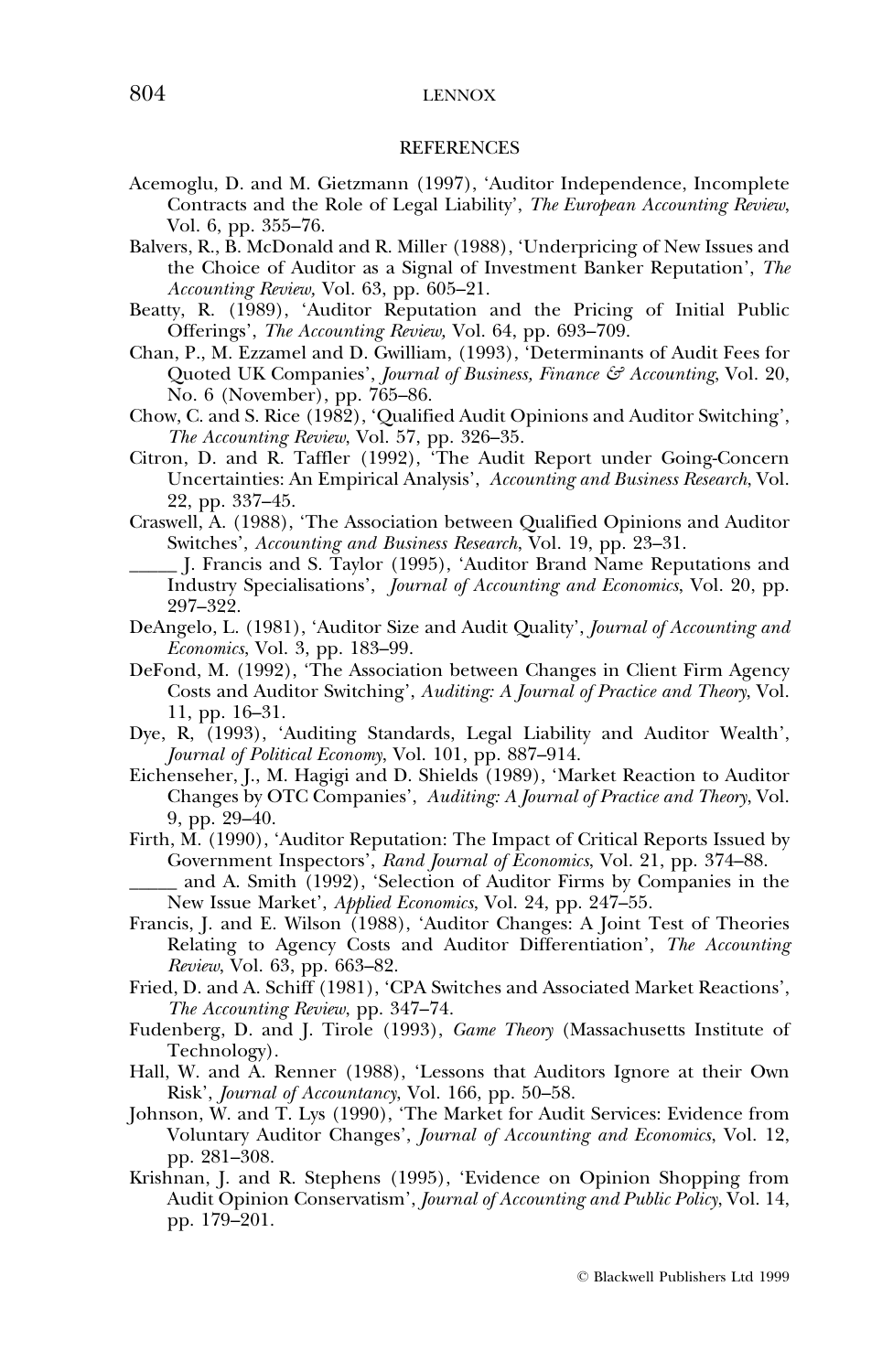## REFERENCES

Acemoglu, D. and M. Gietzmann (1997), 'Auditor Independence, Incomplete Contracts and the Role of Legal Liability', *The European Accounting Review*, Vol. 6, pp. 355–76.

Balvers, R., B. McDonald and R. Miller (1988), 'Underpricing of New Issues and the Choice of Auditor as a Signal of Investment Banker Reputation', *The Accounting Review*, Vol. 63, pp. 605–21.

Beatty, R. (1989), 'Auditor Reputation and the Pricing of Initial Public Offerings', *The Accounting Review,* Vol. 64, pp. 693–709.

Chan, P., M. Ezzamel and D. Gwilliam, (1993), 'Determinants of Audit Fees for Quoted UK Companies', *Journal of Business, Finance & Accounting*, Vol. 20, No. 6 (November), pp. 765–86.

Chow, C. and S. Rice (1982), 'Qualified Audit Opinions and Auditor Switching', *The Accounting Review*, Vol. 57, pp. 326–35.

Citron, D. and R. Taffler (1992), 'The Audit Report under Going-Concern Uncertainties: An Empirical Analysis', *Accounting and Business Research*, Vol. 22, pp. 337–45.

Craswell, A. (1988), 'The Association between Qualified Opinions and Auditor Switches', *Accounting and Business Research*, Vol. 19, pp. 23–31.

_____ J. Francis and S. Taylor (1995), 'Auditor Brand Name Reputations and Industry Specialisations', *Journal of Accounting and Economics*, Vol. 20, pp. 297–322.

DeAngelo, L. (1981), 'Auditor Size and Audit Quality', *Journal of Accounting and Economics*, Vol. 3, pp. 183–99.

DeFond, M. (1992), 'The Association between Changes in Client Firm Agency Costs and Auditor Switching', *Auditing: A Journal of Practice and Theory*, Vol. 11, pp. 16–31.

Dye, R, (1993), 'Auditing Standards, Legal Liability and Auditor Wealth', *Journal of Political Economy*, Vol. 101, pp. 887–914.

Eichenseher, J., M. Hagigi and D. Shields (1989), 'Market Reaction to Auditor Changes by OTC Companies', *Auditing: A Journal of Practice and Theory*, Vol. 9, pp. 29–40.

Firth, M. (1990), 'Auditor Reputation: The Impact of Critical Reports Issued by Government Inspectors', *Rand Journal of Economics*, Vol. 21, pp. 374–88.

_____ and A. Smith (1992), 'Selection of Auditor Firms by Companies in the New Issue Market', *Applied Economics*, Vol. 24, pp. 247–55.

Francis, J. and E. Wilson (1988), 'Auditor Changes: A Joint Test of Theories Relating to Agency Costs and Auditor Differentiation', *The Accounting Review*, Vol. 63, pp. 663–82.

Fried, D. and A. Schiff (1981), 'CPA Switches and Associated Market Reactions', *The Accounting Review*, pp. 347–74.

Fudenberg, D. and J. Tirole (1993), *Game Theory* (Massachusetts Institute of Technology).

Hall, W. and A. Renner (1988), 'Lessons that Auditors Ignore at their Own Risk', *Journal of Accountancy*, Vol. 166, pp. 50–58.

Johnson, W. and T. Lys (1990), 'The Market for Audit Services: Evidence from Voluntary Auditor Changes', *Journal of Accounting and Economics*, Vol. 12, pp. 281–308.

Krishnan, J. and R. Stephens (1995), 'Evidence on Opinion Shopping from Audit Opinion Conservatism', *Journal of Accounting and Public Policy*, Vol. 14, pp. 179–201.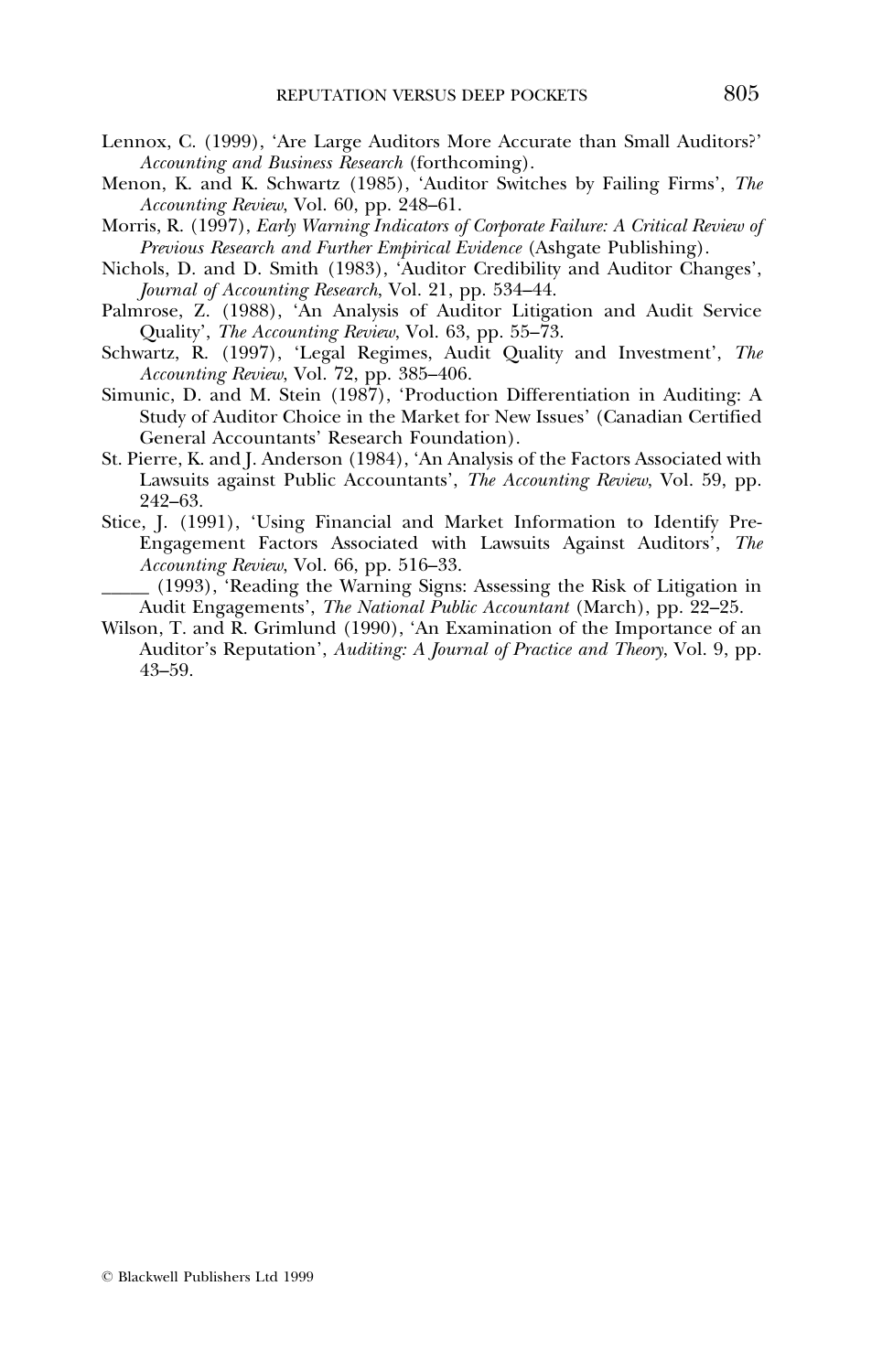Lennox, C. (1999), 'Are Large Auditors More Accurate than Small Auditors?' *Accounting and Business Research* (forthcoming).

Menon, K. and K. Schwartz (1985), 'Auditor Switches by Failing Firms', *The Accounting Review*, Vol. 60, pp. 248–61.

Morris, R. (1997), *Early Warning Indicators of Corporate Failure: A Critical Review of Previous Research and Further Empirical Evidence* (Ashgate Publishing).

Nichols, D. and D. Smith (1983), 'Auditor Credibility and Auditor Changes', *Journal of Accounting Research*, Vol. 21, pp. 534–44.

Palmrose, Z. (1988), 'An Analysis of Auditor Litigation and Audit Service Quality', *The Accounting Review*, Vol. 63, pp. 55–73.

Schwartz, R. (1997), 'Legal Regimes, Audit Quality and Investment', *The Accounting Review*, Vol. 72, pp. 385–406.

Simunic, D. and M. Stein (1987), 'Production Differentiation in Auditing: A Study of Auditor Choice in the Market for New Issues' (Canadian Certified General Accountants' Research Foundation).

St. Pierre, K. and J. Anderson (1984), 'An Analysis of the Factors Associated with Lawsuits against Public Accountants', *The Accounting Review*, Vol. 59, pp. 242–63.

Stice, J. (1991), 'Using Financial and Market Information to Identify Pre-Engagement Factors Associated with Lawsuits Against Auditors', *The Accounting Review*, Vol. 66, pp. 516–33.

_____ (1993), 'Reading the Warning Signs: Assessing the Risk of Litigation in Audit Engagements', *The National Public Accountant* (March), pp. 22–25.

Wilson, T. and R. Grimlund (1990), 'An Examination of the Importance of an Auditor's Reputation', *Auditing: A Journal of Practice and Theory*, Vol. 9, pp. 43–59.

© Blackwell Publishers Ltd 1999